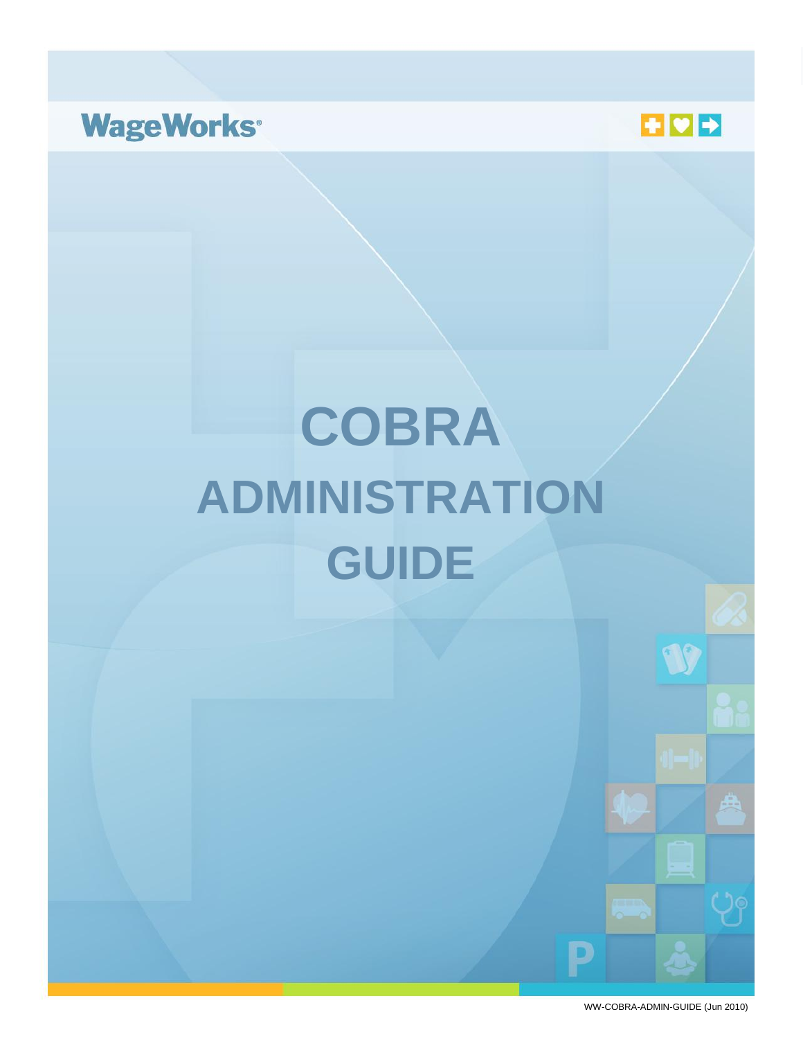WageWorks®

# COBRA ADMINISTRATION GUIDE

WW-COBRA-ADMIN-GUIDE (Jun 2010)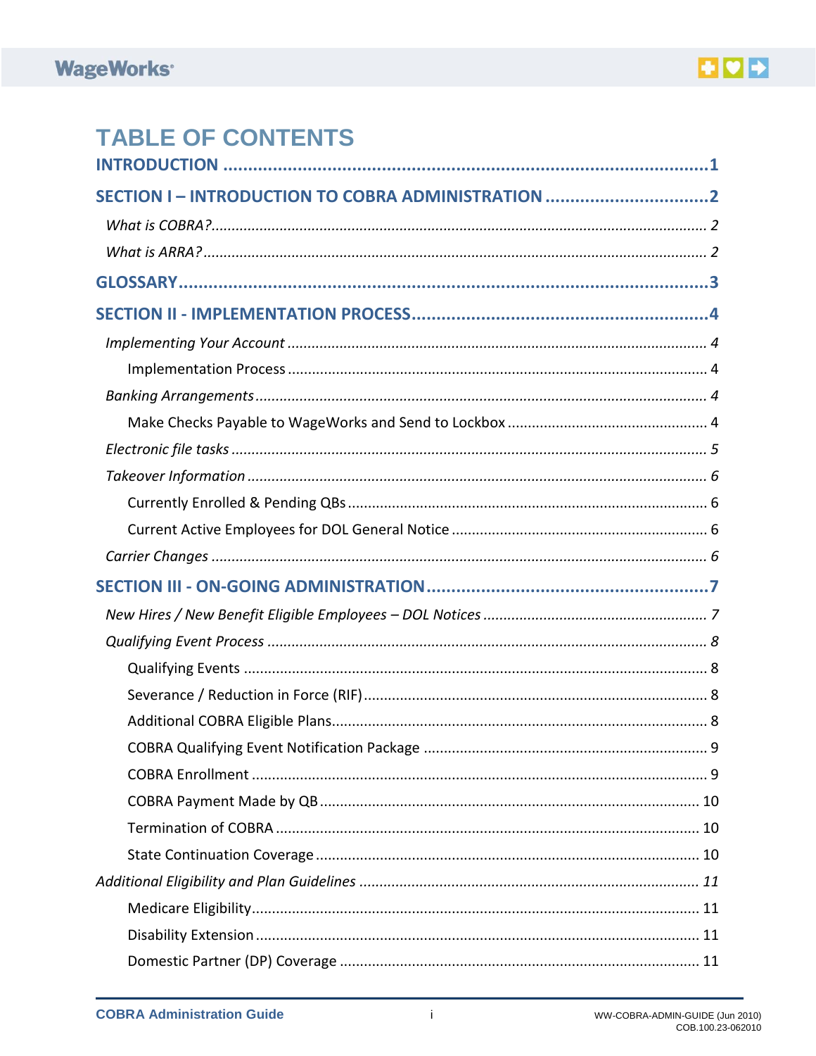# TABLE OF CONTENTS

**INTRODUCTION ........................................................................................ 1**

**SECTION I – INTRODUCTION TO COBRA ADMINISTRATION ................................ 2**

*What is COBRA? ........................................................................................ 2*

*What is ARRA? .......................................................................................... 2*

**GLOSSARY .............................................................................................. 3**

**SECTION II - IMPLEMENTATION PROCESS .................................................... 4**

*Implementing Your Account ........................................................................ 4*

Implementation Process ........................................................................ 4

*Banking Arrangements ................................................................................ 4*

Make Checks Payable to WageWorks and Send to Lockbox ................................ 4

*Electronic file tasks .................................................................................... 5*

*Takeover Information .................................................................................. 6*

Currently Enrolled & Pending QBs ........................................................... 6

Current Active Employees for DOL General Notice ......................................... 6

*Carrier Changes ......................................................................................... 6*

**SECTION III - ON-GOING ADMINISTRATION .................................................. 7**

*New Hires / New Benefit Eligible Employees – DOL Notices ............................... 7*

*Qualifying Event Process ............................................................................. 8*

Qualifying Events .................................................................................. 8

Severance / Reduction in Force (RIF) ........................................................ 8

Additional COBRA Eligible Plans ............................................................... 8

COBRA Qualifying Event Notification Package ............................................. 9

COBRA Enrollment ................................................................................. 9

COBRA Payment Made by QB .................................................................. 10

Termination of COBRA .......................................................................... 10

State Continuation Coverage .................................................................. 10

*Additional Eligibility and Plan Guidelines .................................................... 11*

Medicare Eligibility ................................................................................ 11

Disability Extension ............................................................................... 11

Domestic Partner (DP) Coverage ............................................................. 11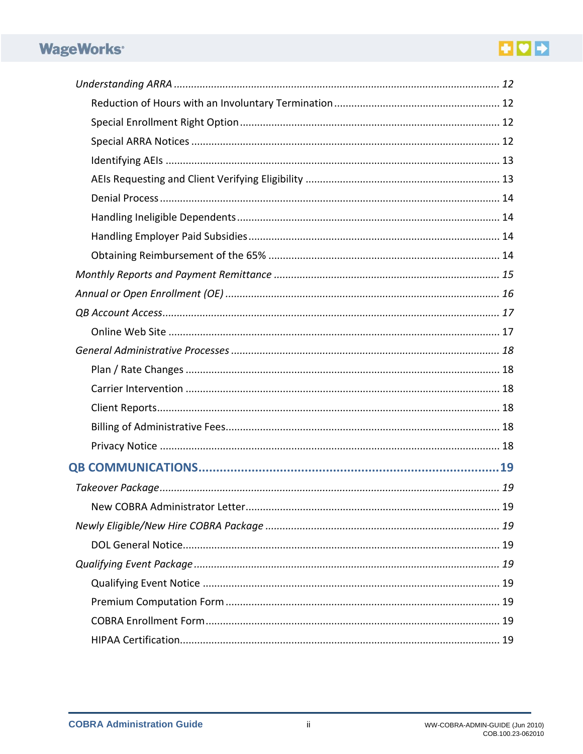*Understanding ARRA* ........ *12*

- Reduction of Hours with an Involuntary Termination ........ 12
- Special Enrollment Right Option ........ 12
- Special ARRA Notices ........ 12
- Identifying AEIs ........ 13
- AEIs Requesting and Client Verifying Eligibility ........ 13
- Denial Process ........ 14
- Handling Ineligible Dependents ........ 14
- Handling Employer Paid Subsidies ........ 14
- Obtaining Reimbursement of the 65% ........ 14

*Monthly Reports and Payment Remittance* ........ *15*

*Annual or Open Enrollment (OE)* ........ *16*

*QB Account Access* ........ *17*

- Online Web Site ........ 17

*General Administrative Processes* ........ *18*

- Plan / Rate Changes ........ 18
- Carrier Intervention ........ 18
- Client Reports ........ 18
- Billing of Administrative Fees ........ 18
- Privacy Notice ........ 18

**QB COMMUNICATIONS** ........ **19**

*Takeover Package* ........ *19*

- New COBRA Administrator Letter ........ 19

*Newly Eligible/New Hire COBRA Package* ........ *19*

- DOL General Notice ........ 19

*Qualifying Event Package* ........ *19*

- Qualifying Event Notice ........ 19
- Premium Computation Form ........ 19
- COBRA Enrollment Form ........ 19
- HIPAA Certification ........ 19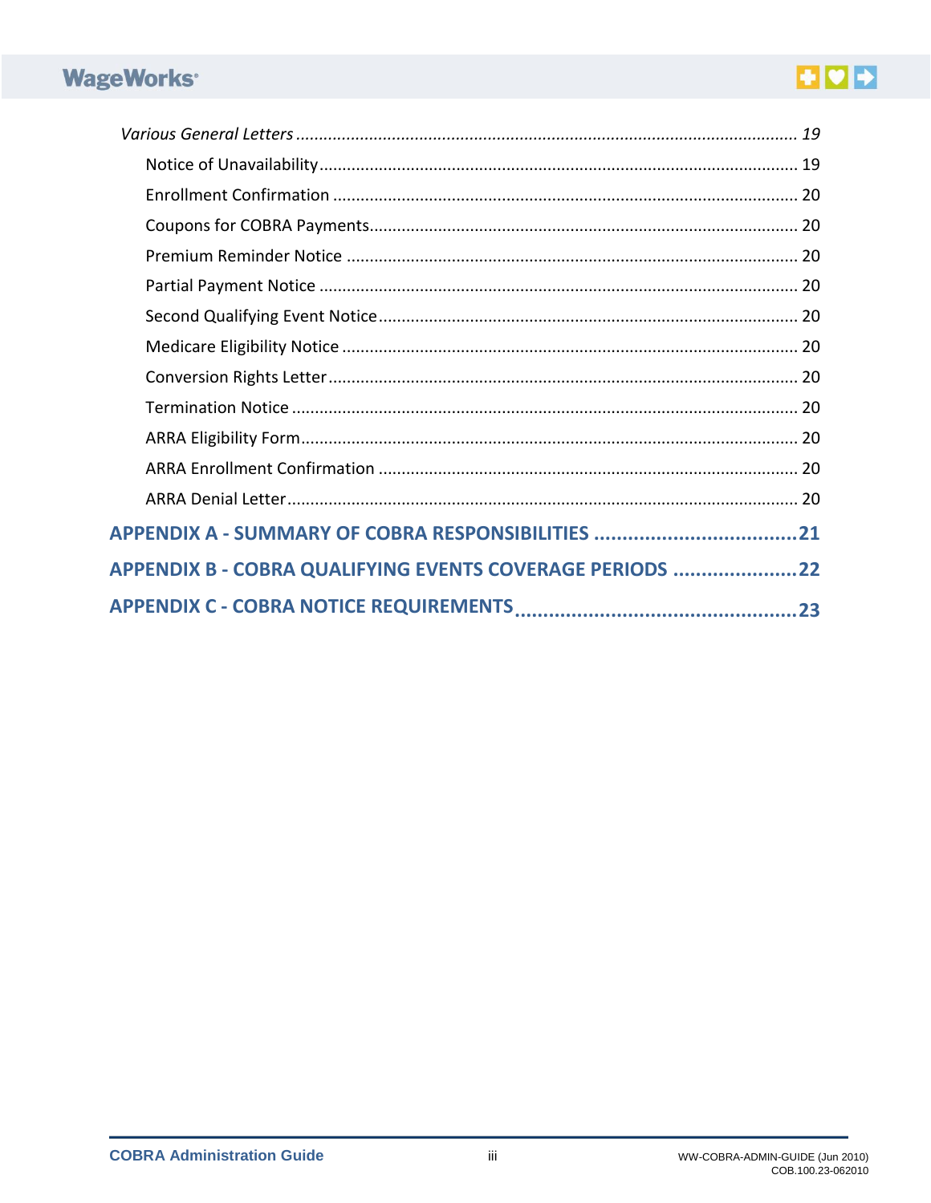*Various General Letters* ........................................................................................................ *19*

Notice of Unavailability ....................................................................................................... 19

Enrollment Confirmation ..................................................................................................... 20

Coupons for COBRA Payments ............................................................................................ 20

Premium Reminder Notice ................................................................................................... 20

Partial Payment Notice ........................................................................................................ 20

Second Qualifying Event Notice ........................................................................................... 20

Medicare Eligibility Notice ................................................................................................... 20

Conversion Rights Letter ...................................................................................................... 20

Termination Notice .............................................................................................................. 20

ARRA Eligibility Form ............................................................................................................ 20

ARRA Enrollment Confirmation ............................................................................................ 20

ARRA Denial Letter ............................................................................................................... 20

**APPENDIX A - SUMMARY OF COBRA RESPONSIBILITIES ....................................21**

**APPENDIX B - COBRA QUALIFYING EVENTS COVERAGE PERIODS .......................22**

**APPENDIX C - COBRA NOTICE REQUIREMENTS .................................................23**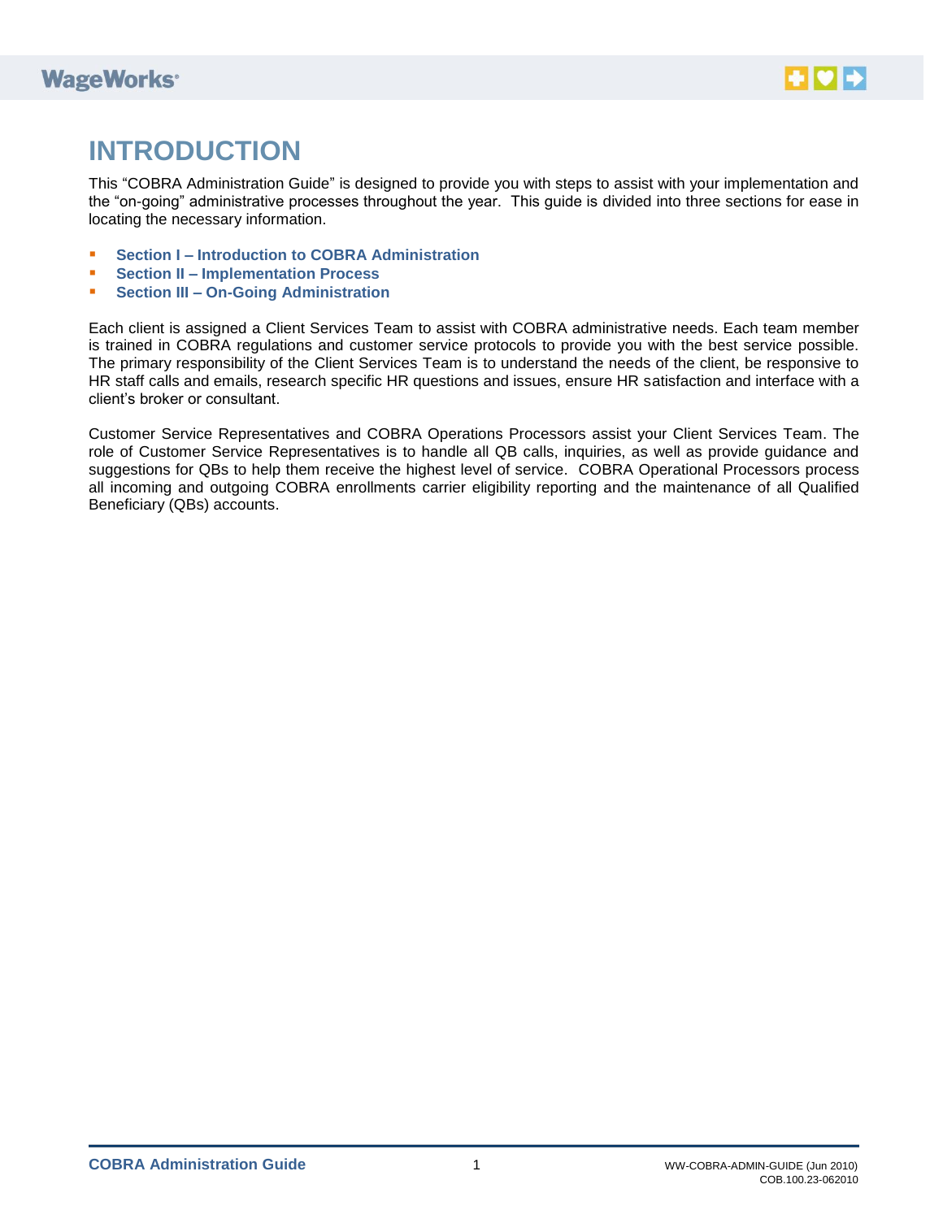# INTRODUCTION

This "COBRA Administration Guide" is designed to provide you with steps to assist with your implementation and the "on-going" administrative processes throughout the year. This guide is divided into three sections for ease in locating the necessary information.

- **Section I – Introduction to COBRA Administration**
- **Section II – Implementation Process**
- **Section III – On-Going Administration**

Each client is assigned a Client Services Team to assist with COBRA administrative needs. Each team member is trained in COBRA regulations and customer service protocols to provide you with the best service possible. The primary responsibility of the Client Services Team is to understand the needs of the client, be responsive to HR staff calls and emails, research specific HR questions and issues, ensure HR satisfaction and interface with a client's broker or consultant.

Customer Service Representatives and COBRA Operations Processors assist your Client Services Team. The role of Customer Service Representatives is to handle all QB calls, inquiries, as well as provide guidance and suggestions for QBs to help them receive the highest level of service. COBRA Operational Processors process all incoming and outgoing COBRA enrollments carrier eligibility reporting and the maintenance of all Qualified Beneficiary (QBs) accounts.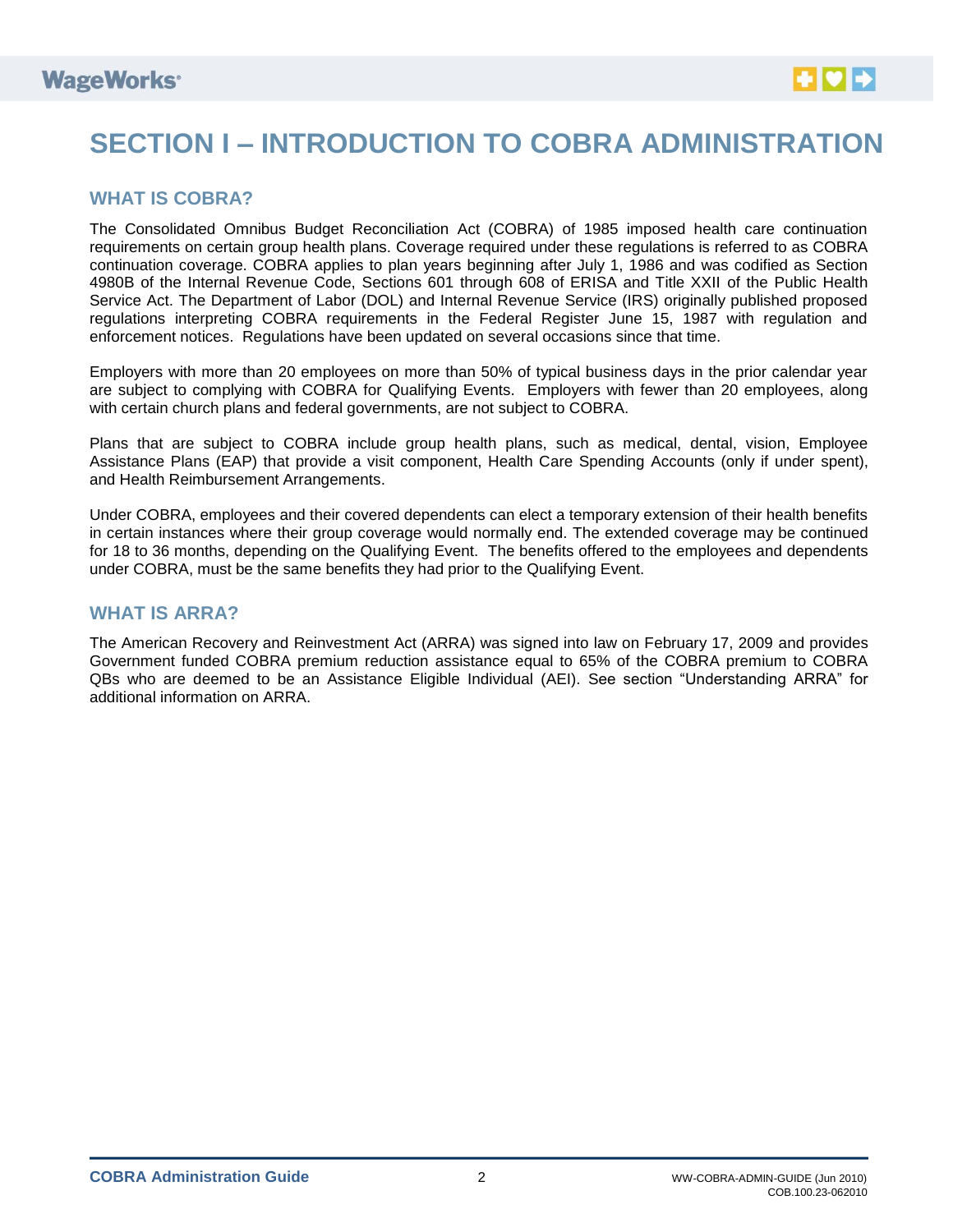# SECTION I – INTRODUCTION TO COBRA ADMINISTRATION

## WHAT IS COBRA?

The Consolidated Omnibus Budget Reconciliation Act (COBRA) of 1985 imposed health care continuation requirements on certain group health plans. Coverage required under these regulations is referred to as COBRA continuation coverage. COBRA applies to plan years beginning after July 1, 1986 and was codified as Section 4980B of the Internal Revenue Code, Sections 601 through 608 of ERISA and Title XXII of the Public Health Service Act. The Department of Labor (DOL) and Internal Revenue Service (IRS) originally published proposed regulations interpreting COBRA requirements in the Federal Register June 15, 1987 with regulation and enforcement notices. Regulations have been updated on several occasions since that time.

Employers with more than 20 employees on more than 50% of typical business days in the prior calendar year are subject to complying with COBRA for Qualifying Events. Employers with fewer than 20 employees, along with certain church plans and federal governments, are not subject to COBRA.

Plans that are subject to COBRA include group health plans, such as medical, dental, vision, Employee Assistance Plans (EAP) that provide a visit component, Health Care Spending Accounts (only if under spent), and Health Reimbursement Arrangements.

Under COBRA, employees and their covered dependents can elect a temporary extension of their health benefits in certain instances where their group coverage would normally end. The extended coverage may be continued for 18 to 36 months, depending on the Qualifying Event. The benefits offered to the employees and dependents under COBRA, must be the same benefits they had prior to the Qualifying Event.

## WHAT IS ARRA?

The American Recovery and Reinvestment Act (ARRA) was signed into law on February 17, 2009 and provides Government funded COBRA premium reduction assistance equal to 65% of the COBRA premium to COBRA QBs who are deemed to be an Assistance Eligible Individual (AEI). See section "Understanding ARRA" for additional information on ARRA.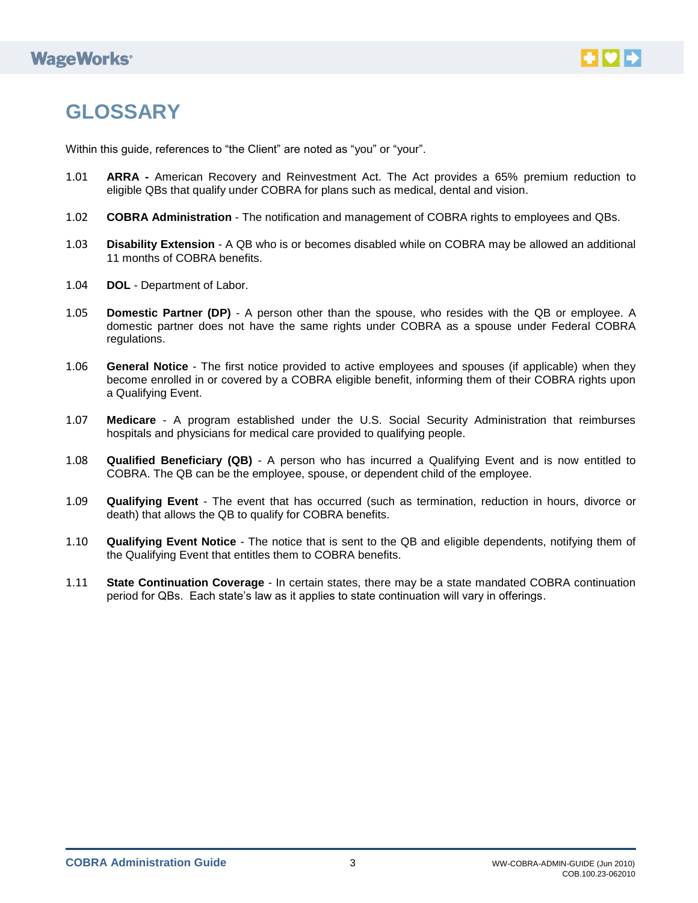# GLOSSARY

Within this guide, references to “the Client” are noted as “you” or “your”.

1.01 **ARRA -** American Recovery and Reinvestment Act. The Act provides a 65% premium reduction to eligible QBs that qualify under COBRA for plans such as medical, dental and vision.

1.02 **COBRA Administration** - The notification and management of COBRA rights to employees and QBs.

1.03 **Disability Extension** - A QB who is or becomes disabled while on COBRA may be allowed an additional 11 months of COBRA benefits.

1.04 **DOL** - Department of Labor.

1.05 **Domestic Partner (DP)** - A person other than the spouse, who resides with the QB or employee. A domestic partner does not have the same rights under COBRA as a spouse under Federal COBRA regulations.

1.06 **General Notice** - The first notice provided to active employees and spouses (if applicable) when they become enrolled in or covered by a COBRA eligible benefit, informing them of their COBRA rights upon a Qualifying Event.

1.07 **Medicare** - A program established under the U.S. Social Security Administration that reimburses hospitals and physicians for medical care provided to qualifying people.

1.08 **Qualified Beneficiary (QB)** - A person who has incurred a Qualifying Event and is now entitled to COBRA. The QB can be the employee, spouse, or dependent child of the employee.

1.09 **Qualifying Event** - The event that has occurred (such as termination, reduction in hours, divorce or death) that allows the QB to qualify for COBRA benefits.

1.10 **Qualifying Event Notice** - The notice that is sent to the QB and eligible dependents, notifying them of the Qualifying Event that entitles them to COBRA benefits.

1.11 **State Continuation Coverage** - In certain states, there may be a state mandated COBRA continuation period for QBs. Each state’s law as it applies to state continuation will vary in offerings.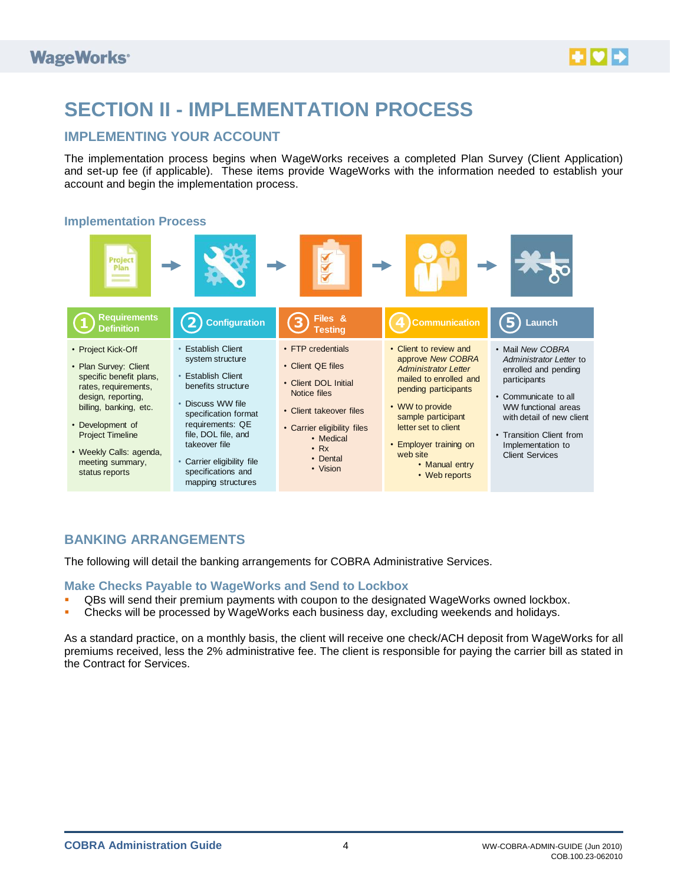# SECTION II - IMPLEMENTATION PROCESS

## IMPLEMENTING YOUR ACCOUNT

The implementation process begins when WageWorks receives a completed Plan Survey (Client Application) and set-up fee (if applicable). These items provide WageWorks with the information needed to establish your account and begin the implementation process.

### Implementation Process

| 1 Requirements Definition | 2 Configuration | 3 Files & Testing | 4 Communication | 5 Launch |
|---|---|---|---|---|
| • Project Kick-Off<br>• Plan Survey: Client specific benefit plans, rates, requirements, design, reporting, billing, banking, etc.<br>• Development of Project Timeline<br>• Weekly Calls: agenda, meeting summary, status reports | • Establish Client system structure<br>• Establish Client benefits structure<br>• Discuss WW file specification format requirements: QE file, DOL file, and takeover file<br>• Carrier eligibility file specifications and mapping structures | • FTP credentials<br>• Client QE files<br>• Client DOL Initial Notice files<br>• Client takeover files<br>• Carrier eligibility files<br>&nbsp;&nbsp;• Medical<br>&nbsp;&nbsp;• Rx<br>&nbsp;&nbsp;• Dental<br>&nbsp;&nbsp;• Vision | • Client to review and approve *New COBRA Administrator Letter* mailed to enrolled and pending participants<br>• WW to provide sample participant letter set to client<br>• Employer training on web site<br>&nbsp;&nbsp;• Manual entry<br>&nbsp;&nbsp;• Web reports | • Mail *New COBRA Administrator Letter* to enrolled and pending participants<br>• Communicate to all WW functional areas with detail of new client<br>• Transition Client from Implementation to Client Services |

## BANKING ARRANGEMENTS

The following will detail the banking arrangements for COBRA Administrative Services.

### Make Checks Payable to WageWorks and Send to Lockbox

- QBs will send their premium payments with coupon to the designated WageWorks owned lockbox.
- Checks will be processed by WageWorks each business day, excluding weekends and holidays.

As a standard practice, on a monthly basis, the client will receive one check/ACH deposit from WageWorks for all premiums received, less the 2% administrative fee. The client is responsible for paying the carrier bill as stated in the Contract for Services.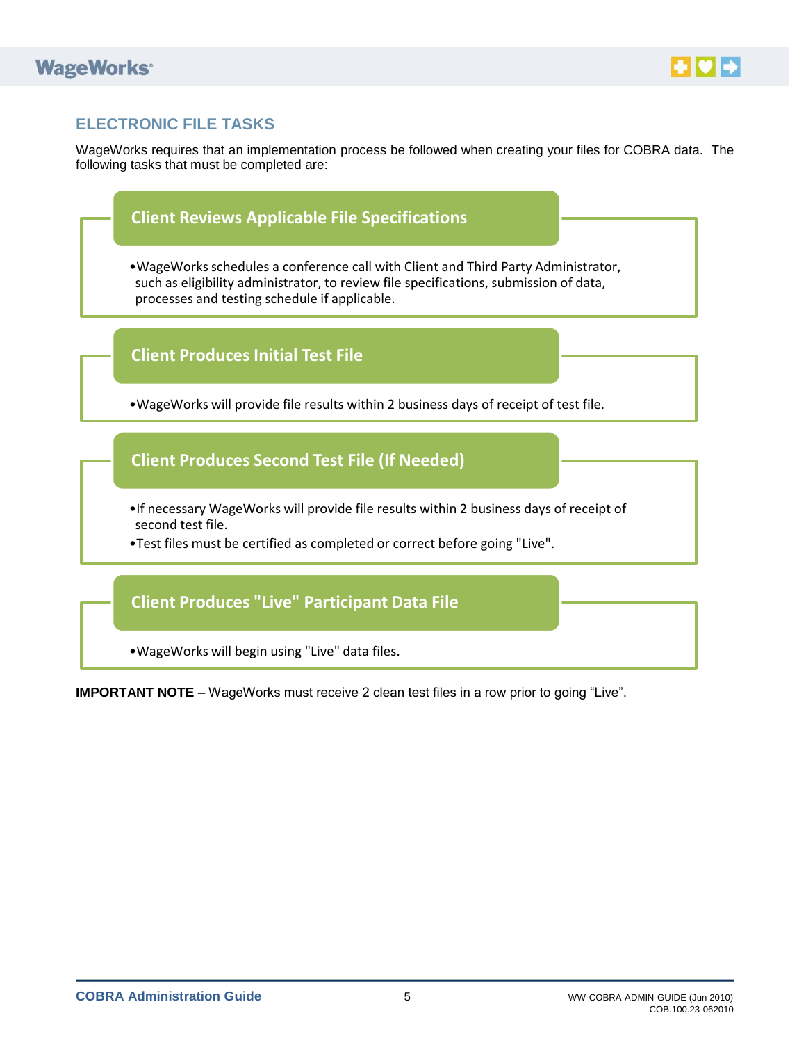## ELECTRONIC FILE TASKS

WageWorks requires that an implementation process be followed when creating your files for COBRA data. The following tasks that must be completed are:

### Client Reviews Applicable File Specifications

- WageWorks schedules a conference call with Client and Third Party Administrator, such as eligibility administrator, to review file specifications, submission of data, processes and testing schedule if applicable.

### Client Produces Initial Test File

- WageWorks will provide file results within 2 business days of receipt of test file.

### Client Produces Second Test File (If Needed)

- If necessary WageWorks will provide file results within 2 business days of receipt of second test file.
- Test files must be certified as completed or correct before going "Live".

### Client Produces "Live" Participant Data File

- WageWorks will begin using "Live" data files.

**IMPORTANT NOTE** – WageWorks must receive 2 clean test files in a row prior to going “Live”.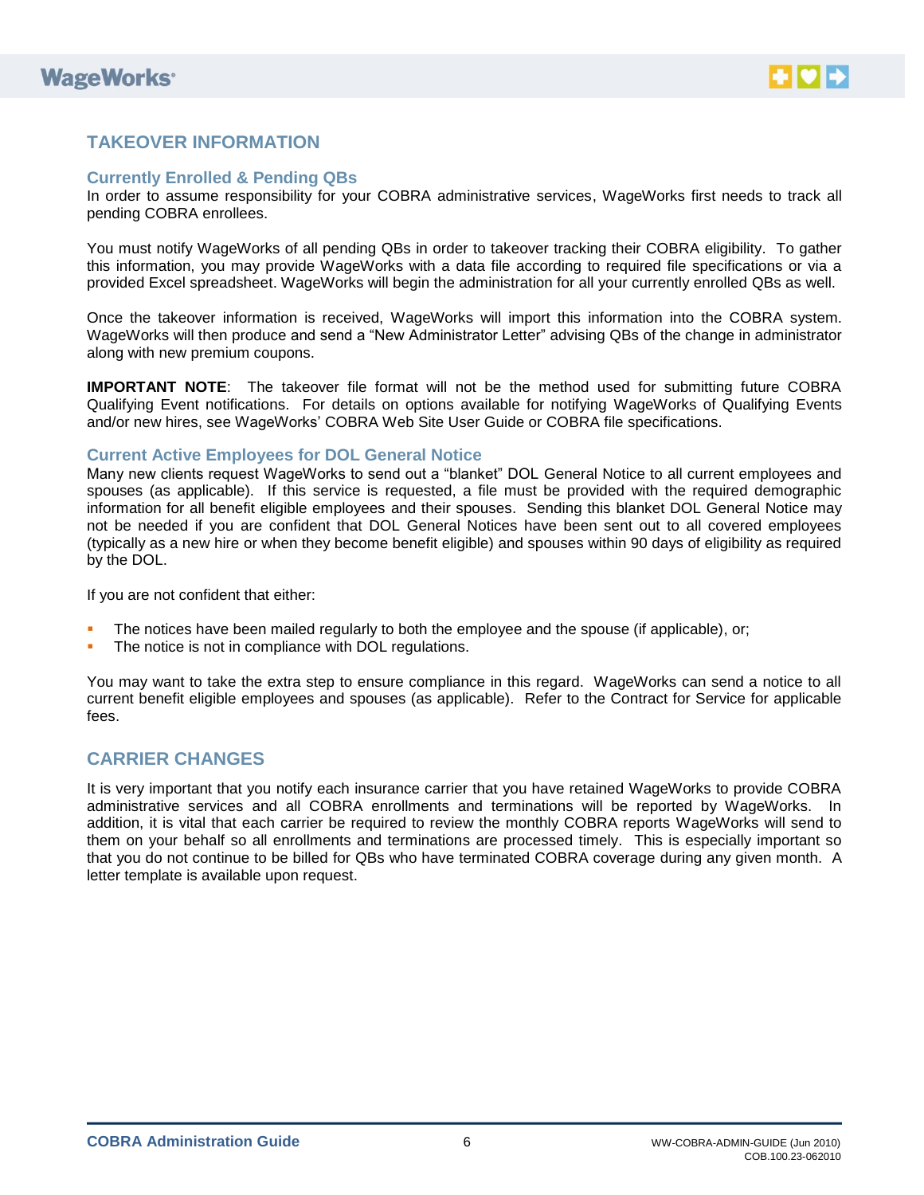## TAKEOVER INFORMATION

### Currently Enrolled & Pending QBs

In order to assume responsibility for your COBRA administrative services, WageWorks first needs to track all pending COBRA enrollees.

You must notify WageWorks of all pending QBs in order to takeover tracking their COBRA eligibility. To gather this information, you may provide WageWorks with a data file according to required file specifications or via a provided Excel spreadsheet. WageWorks will begin the administration for all your currently enrolled QBs as well.

Once the takeover information is received, WageWorks will import this information into the COBRA system. WageWorks will then produce and send a "New Administrator Letter" advising QBs of the change in administrator along with new premium coupons.

**IMPORTANT NOTE**: The takeover file format will not be the method used for submitting future COBRA Qualifying Event notifications. For details on options available for notifying WageWorks of Qualifying Events and/or new hires, see WageWorks' COBRA Web Site User Guide or COBRA file specifications.

### Current Active Employees for DOL General Notice

Many new clients request WageWorks to send out a "blanket" DOL General Notice to all current employees and spouses (as applicable). If this service is requested, a file must be provided with the required demographic information for all benefit eligible employees and their spouses. Sending this blanket DOL General Notice may not be needed if you are confident that DOL General Notices have been sent out to all covered employees (typically as a new hire or when they become benefit eligible) and spouses within 90 days of eligibility as required by the DOL.

If you are not confident that either:

- The notices have been mailed regularly to both the employee and the spouse (if applicable), or;
- The notice is not in compliance with DOL regulations.

You may want to take the extra step to ensure compliance in this regard. WageWorks can send a notice to all current benefit eligible employees and spouses (as applicable). Refer to the Contract for Service for applicable fees.

## CARRIER CHANGES

It is very important that you notify each insurance carrier that you have retained WageWorks to provide COBRA administrative services and all COBRA enrollments and terminations will be reported by WageWorks. In addition, it is vital that each carrier be required to review the monthly COBRA reports WageWorks will send to them on your behalf so all enrollments and terminations are processed timely. This is especially important so that you do not continue to be billed for QBs who have terminated COBRA coverage during any given month. A letter template is available upon request.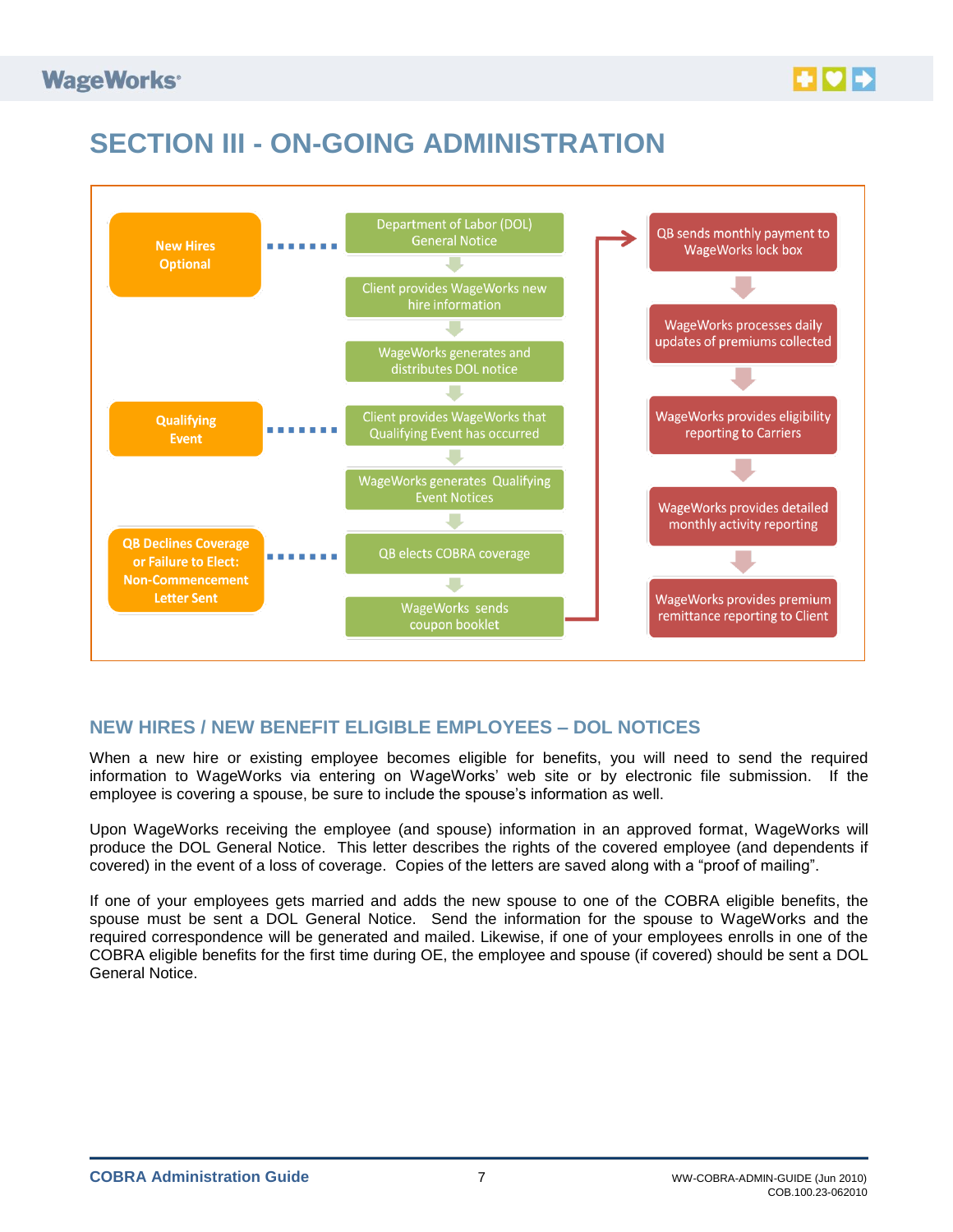# SECTION III - ON-GOING ADMINISTRATION

New Hires Optional → Department of Labor (DOL) General Notice → Client provides WageWorks new hire information → WageWorks generates and distributes DOL notice

Qualifying Event → Client provides WageWorks that Qualifying Event has occurred → WageWorks generates Qualifying Event Notices

QB Declines Coverage or Failure to Elect: Non-Commencement Letter Sent → QB elects COBRA coverage → WageWorks sends coupon booklet

QB sends monthly payment to WageWorks lock box → WageWorks processes daily updates of premiums collected → WageWorks provides eligibility reporting to Carriers → WageWorks provides detailed monthly activity reporting → WageWorks provides premium remittance reporting to Client

## NEW HIRES / NEW BENEFIT ELIGIBLE EMPLOYEES – DOL NOTICES

When a new hire or existing employee becomes eligible for benefits, you will need to send the required information to WageWorks via entering on WageWorks' web site or by electronic file submission. If the employee is covering a spouse, be sure to include the spouse's information as well.

Upon WageWorks receiving the employee (and spouse) information in an approved format, WageWorks will produce the DOL General Notice. This letter describes the rights of the covered employee (and dependents if covered) in the event of a loss of coverage. Copies of the letters are saved along with a "proof of mailing".

If one of your employees gets married and adds the new spouse to one of the COBRA eligible benefits, the spouse must be sent a DOL General Notice. Send the information for the spouse to WageWorks and the required correspondence will be generated and mailed. Likewise, if one of your employees enrolls in one of the COBRA eligible benefits for the first time during OE, the employee and spouse (if covered) should be sent a DOL General Notice.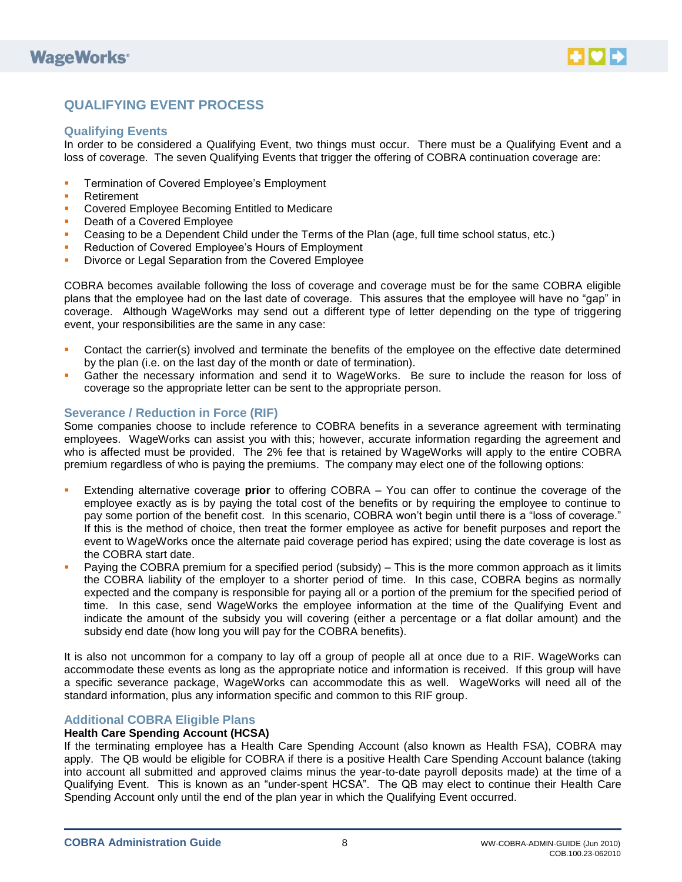## QUALIFYING EVENT PROCESS

### Qualifying Events

In order to be considered a Qualifying Event, two things must occur. There must be a Qualifying Event and a loss of coverage. The seven Qualifying Events that trigger the offering of COBRA continuation coverage are:

- Termination of Covered Employee's Employment
- Retirement
- Covered Employee Becoming Entitled to Medicare
- Death of a Covered Employee
- Ceasing to be a Dependent Child under the Terms of the Plan (age, full time school status, etc.)
- Reduction of Covered Employee's Hours of Employment
- Divorce or Legal Separation from the Covered Employee

COBRA becomes available following the loss of coverage and coverage must be for the same COBRA eligible plans that the employee had on the last date of coverage. This assures that the employee will have no "gap" in coverage. Although WageWorks may send out a different type of letter depending on the type of triggering event, your responsibilities are the same in any case:

- Contact the carrier(s) involved and terminate the benefits of the employee on the effective date determined by the plan (i.e. on the last day of the month or date of termination).
- Gather the necessary information and send it to WageWorks. Be sure to include the reason for loss of coverage so the appropriate letter can be sent to the appropriate person.

### Severance / Reduction in Force (RIF)

Some companies choose to include reference to COBRA benefits in a severance agreement with terminating employees. WageWorks can assist you with this; however, accurate information regarding the agreement and who is affected must be provided. The 2% fee that is retained by WageWorks will apply to the entire COBRA premium regardless of who is paying the premiums. The company may elect one of the following options:

- Extending alternative coverage **prior** to offering COBRA – You can offer to continue the coverage of the employee exactly as is by paying the total cost of the benefits or by requiring the employee to continue to pay some portion of the benefit cost. In this scenario, COBRA won't begin until there is a "loss of coverage." If this is the method of choice, then treat the former employee as active for benefit purposes and report the event to WageWorks once the alternate paid coverage period has expired; using the date coverage is lost as the COBRA start date.
- Paying the COBRA premium for a specified period (subsidy) – This is the more common approach as it limits the COBRA liability of the employer to a shorter period of time. In this case, COBRA begins as normally expected and the company is responsible for paying all or a portion of the premium for the specified period of time. In this case, send WageWorks the employee information at the time of the Qualifying Event and indicate the amount of the subsidy you will covering (either a percentage or a flat dollar amount) and the subsidy end date (how long you will pay for the COBRA benefits).

It is also not uncommon for a company to lay off a group of people all at once due to a RIF. WageWorks can accommodate these events as long as the appropriate notice and information is received. If this group will have a specific severance package, WageWorks can accommodate this as well. WageWorks will need all of the standard information, plus any information specific and common to this RIF group.

### Additional COBRA Eligible Plans

**Health Care Spending Account (HCSA)**

If the terminating employee has a Health Care Spending Account (also known as Health FSA), COBRA may apply. The QB would be eligible for COBRA if there is a positive Health Care Spending Account balance (taking into account all submitted and approved claims minus the year-to-date payroll deposits made) at the time of a Qualifying Event. This is known as an "under-spent HCSA". The QB may elect to continue their Health Care Spending Account only until the end of the plan year in which the Qualifying Event occurred.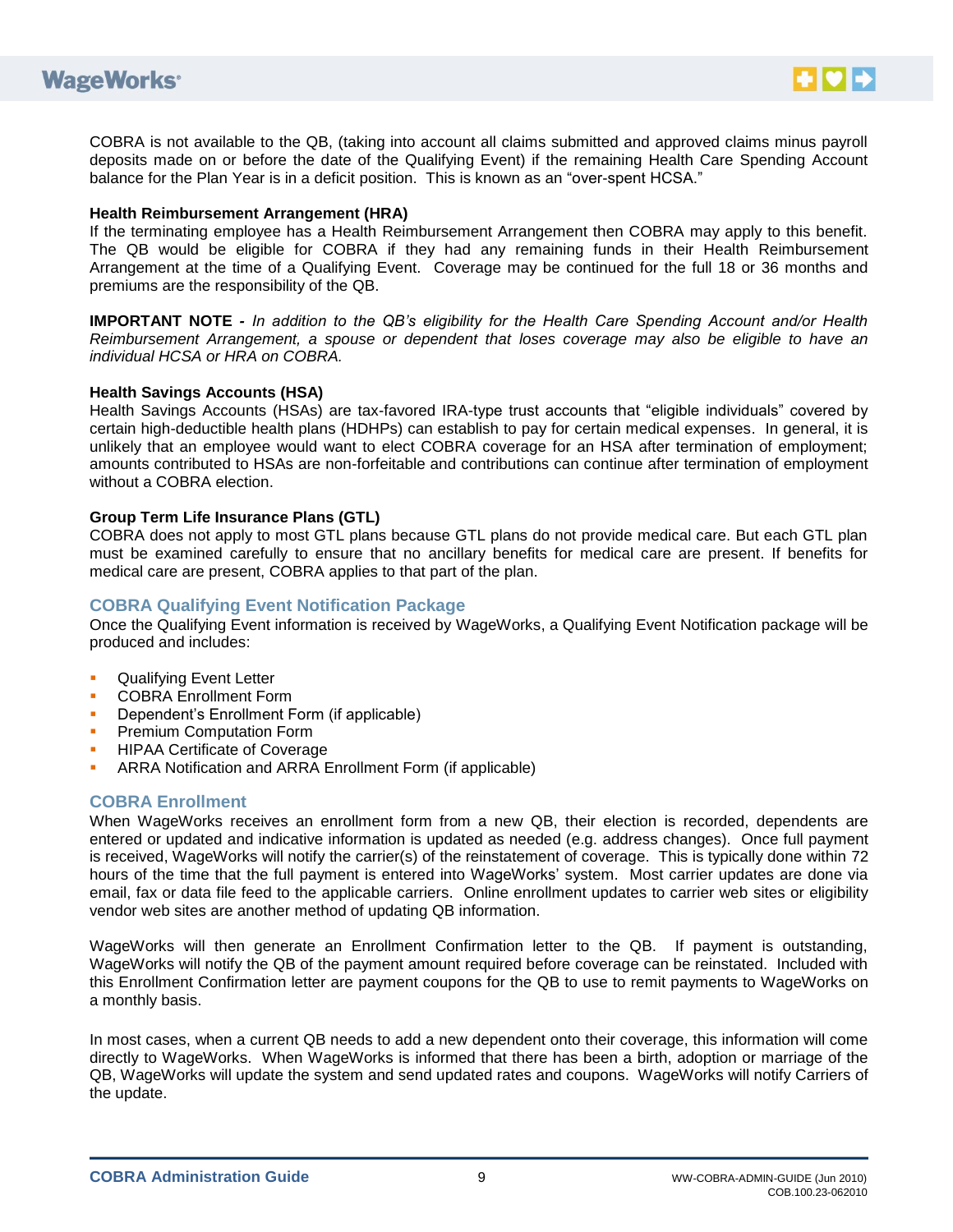COBRA is not available to the QB, (taking into account all claims submitted and approved claims minus payroll deposits made on or before the date of the Qualifying Event) if the remaining Health Care Spending Account balance for the Plan Year is in a deficit position. This is known as an "over-spent HCSA."

**Health Reimbursement Arrangement (HRA)**
If the terminating employee has a Health Reimbursement Arrangement then COBRA may apply to this benefit. The QB would be eligible for COBRA if they had any remaining funds in their Health Reimbursement Arrangement at the time of a Qualifying Event. Coverage may be continued for the full 18 or 36 months and premiums are the responsibility of the QB.

**IMPORTANT NOTE -** *In addition to the QB's eligibility for the Health Care Spending Account and/or Health Reimbursement Arrangement, a spouse or dependent that loses coverage may also be eligible to have an individual HCSA or HRA on COBRA.*

**Health Savings Accounts (HSA)**
Health Savings Accounts (HSAs) are tax-favored IRA-type trust accounts that "eligible individuals" covered by certain high-deductible health plans (HDHPs) can establish to pay for certain medical expenses. In general, it is unlikely that an employee would want to elect COBRA coverage for an HSA after termination of employment; amounts contributed to HSAs are non-forfeitable and contributions can continue after termination of employment without a COBRA election.

**Group Term Life Insurance Plans (GTL)**
COBRA does not apply to most GTL plans because GTL plans do not provide medical care. But each GTL plan must be examined carefully to ensure that no ancillary benefits for medical care are present. If benefits for medical care are present, COBRA applies to that part of the plan.

## COBRA Qualifying Event Notification Package

Once the Qualifying Event information is received by WageWorks, a Qualifying Event Notification package will be produced and includes:

- Qualifying Event Letter
- COBRA Enrollment Form
- Dependent's Enrollment Form (if applicable)
- Premium Computation Form
- HIPAA Certificate of Coverage
- ARRA Notification and ARRA Enrollment Form (if applicable)

## COBRA Enrollment

When WageWorks receives an enrollment form from a new QB, their election is recorded, dependents are entered or updated and indicative information is updated as needed (e.g. address changes). Once full payment is received, WageWorks will notify the carrier(s) of the reinstatement of coverage. This is typically done within 72 hours of the time that the full payment is entered into WageWorks' system. Most carrier updates are done via email, fax or data file feed to the applicable carriers. Online enrollment updates to carrier web sites or eligibility vendor web sites are another method of updating QB information.

WageWorks will then generate an Enrollment Confirmation letter to the QB. If payment is outstanding, WageWorks will notify the QB of the payment amount required before coverage can be reinstated. Included with this Enrollment Confirmation letter are payment coupons for the QB to use to remit payments to WageWorks on a monthly basis.

In most cases, when a current QB needs to add a new dependent onto their coverage, this information will come directly to WageWorks. When WageWorks is informed that there has been a birth, adoption or marriage of the QB, WageWorks will update the system and send updated rates and coupons. WageWorks will notify Carriers of the update.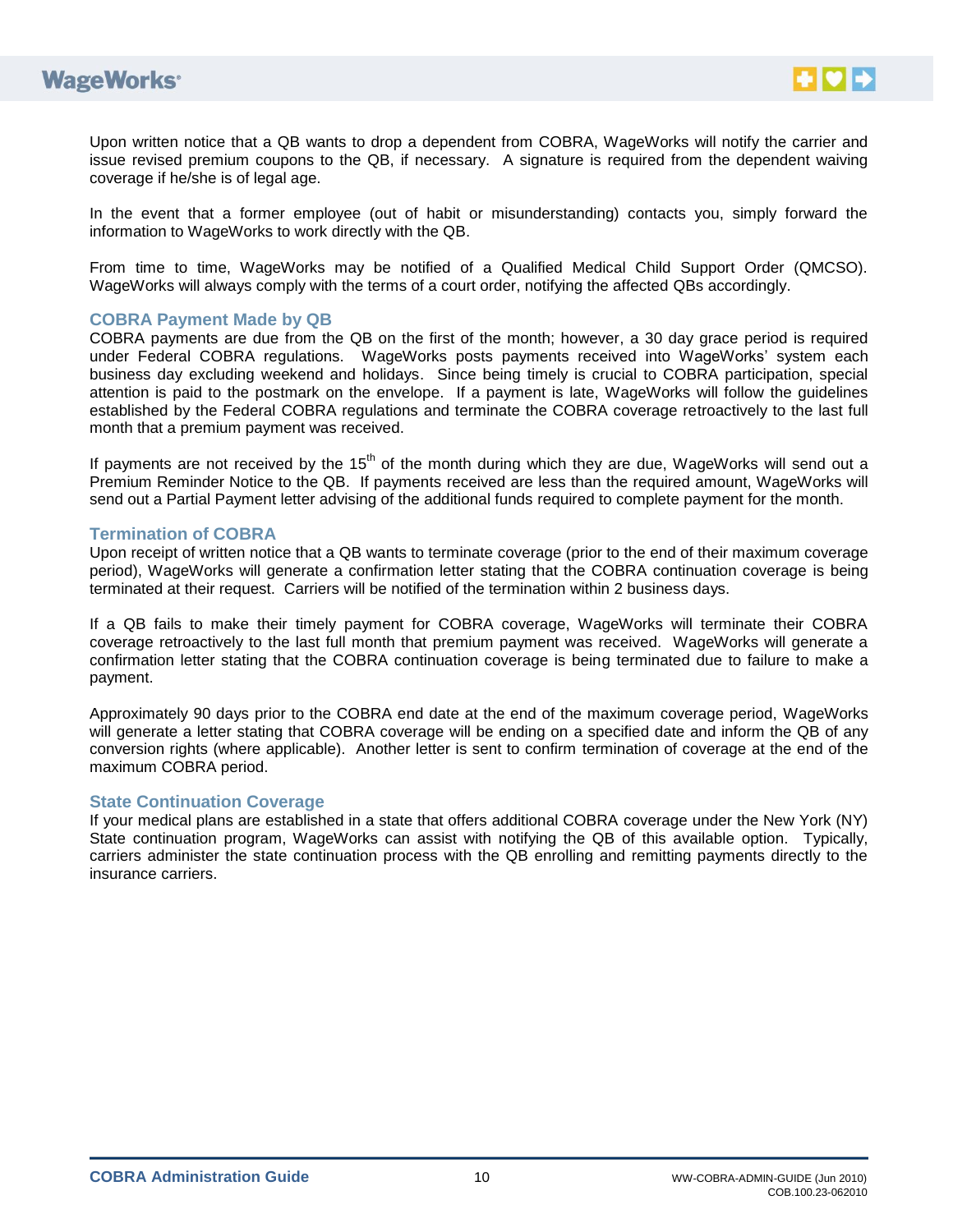Upon written notice that a QB wants to drop a dependent from COBRA, WageWorks will notify the carrier and issue revised premium coupons to the QB, if necessary. A signature is required from the dependent waiving coverage if he/she is of legal age.

In the event that a former employee (out of habit or misunderstanding) contacts you, simply forward the information to WageWorks to work directly with the QB.

From time to time, WageWorks may be notified of a Qualified Medical Child Support Order (QMCSO). WageWorks will always comply with the terms of a court order, notifying the affected QBs accordingly.

### COBRA Payment Made by QB

COBRA payments are due from the QB on the first of the month; however, a 30 day grace period is required under Federal COBRA regulations. WageWorks posts payments received into WageWorks' system each business day excluding weekend and holidays. Since being timely is crucial to COBRA participation, special attention is paid to the postmark on the envelope. If a payment is late, WageWorks will follow the guidelines established by the Federal COBRA regulations and terminate the COBRA coverage retroactively to the last full month that a premium payment was received.

If payments are not received by the 15th of the month during which they are due, WageWorks will send out a Premium Reminder Notice to the QB. If payments received are less than the required amount, WageWorks will send out a Partial Payment letter advising of the additional funds required to complete payment for the month.

### Termination of COBRA

Upon receipt of written notice that a QB wants to terminate coverage (prior to the end of their maximum coverage period), WageWorks will generate a confirmation letter stating that the COBRA continuation coverage is being terminated at their request. Carriers will be notified of the termination within 2 business days.

If a QB fails to make their timely payment for COBRA coverage, WageWorks will terminate their COBRA coverage retroactively to the last full month that premium payment was received. WageWorks will generate a confirmation letter stating that the COBRA continuation coverage is being terminated due to failure to make a payment.

Approximately 90 days prior to the COBRA end date at the end of the maximum coverage period, WageWorks will generate a letter stating that COBRA coverage will be ending on a specified date and inform the QB of any conversion rights (where applicable). Another letter is sent to confirm termination of coverage at the end of the maximum COBRA period.

### State Continuation Coverage

If your medical plans are established in a state that offers additional COBRA coverage under the New York (NY) State continuation program, WageWorks can assist with notifying the QB of this available option. Typically, carriers administer the state continuation process with the QB enrolling and remitting payments directly to the insurance carriers.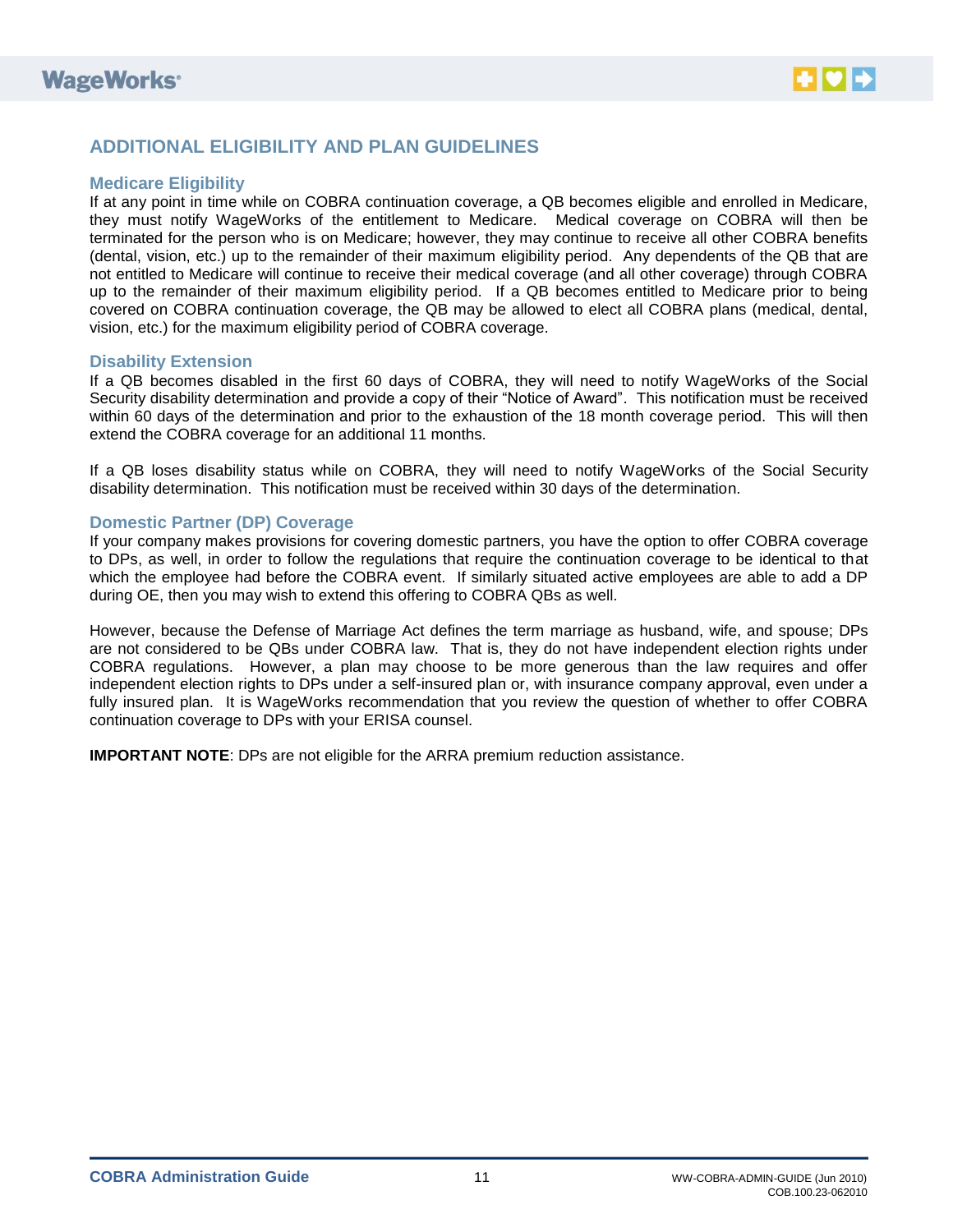## ADDITIONAL ELIGIBILITY AND PLAN GUIDELINES

### Medicare Eligibility

If at any point in time while on COBRA continuation coverage, a QB becomes eligible and enrolled in Medicare, they must notify WageWorks of the entitlement to Medicare. Medical coverage on COBRA will then be terminated for the person who is on Medicare; however, they may continue to receive all other COBRA benefits (dental, vision, etc.) up to the remainder of their maximum eligibility period. Any dependents of the QB that are not entitled to Medicare will continue to receive their medical coverage (and all other coverage) through COBRA up to the remainder of their maximum eligibility period. If a QB becomes entitled to Medicare prior to being covered on COBRA continuation coverage, the QB may be allowed to elect all COBRA plans (medical, dental, vision, etc.) for the maximum eligibility period of COBRA coverage.

### Disability Extension

If a QB becomes disabled in the first 60 days of COBRA, they will need to notify WageWorks of the Social Security disability determination and provide a copy of their "Notice of Award". This notification must be received within 60 days of the determination and prior to the exhaustion of the 18 month coverage period. This will then extend the COBRA coverage for an additional 11 months.

If a QB loses disability status while on COBRA, they will need to notify WageWorks of the Social Security disability determination. This notification must be received within 30 days of the determination.

### Domestic Partner (DP) Coverage

If your company makes provisions for covering domestic partners, you have the option to offer COBRA coverage to DPs, as well, in order to follow the regulations that require the continuation coverage to be identical to that which the employee had before the COBRA event. If similarly situated active employees are able to add a DP during OE, then you may wish to extend this offering to COBRA QBs as well.

However, because the Defense of Marriage Act defines the term marriage as husband, wife, and spouse; DPs are not considered to be QBs under COBRA law. That is, they do not have independent election rights under COBRA regulations. However, a plan may choose to be more generous than the law requires and offer independent election rights to DPs under a self-insured plan or, with insurance company approval, even under a fully insured plan. It is WageWorks recommendation that you review the question of whether to offer COBRA continuation coverage to DPs with your ERISA counsel.

**IMPORTANT NOTE**: DPs are not eligible for the ARRA premium reduction assistance.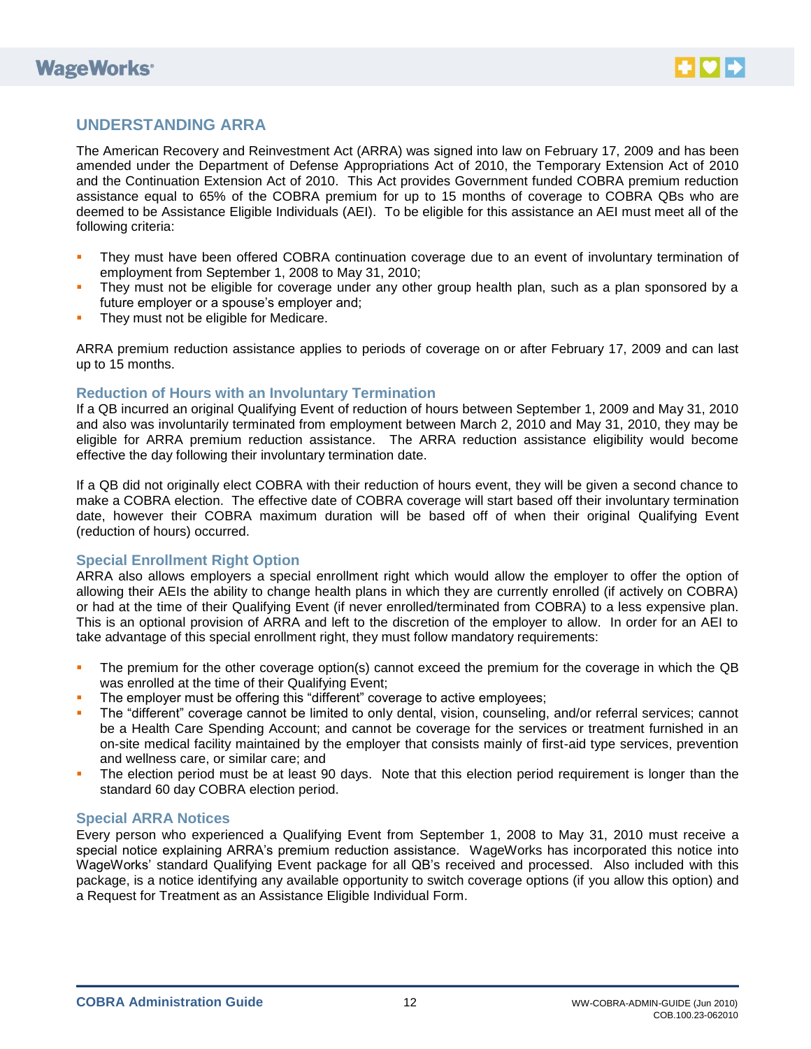## UNDERSTANDING ARRA

The American Recovery and Reinvestment Act (ARRA) was signed into law on February 17, 2009 and has been amended under the Department of Defense Appropriations Act of 2010, the Temporary Extension Act of 2010 and the Continuation Extension Act of 2010. This Act provides Government funded COBRA premium reduction assistance equal to 65% of the COBRA premium for up to 15 months of coverage to COBRA QBs who are deemed to be Assistance Eligible Individuals (AEI). To be eligible for this assistance an AEI must meet all of the following criteria:

- They must have been offered COBRA continuation coverage due to an event of involuntary termination of employment from September 1, 2008 to May 31, 2010;
- They must not be eligible for coverage under any other group health plan, such as a plan sponsored by a future employer or a spouse's employer and;
- They must not be eligible for Medicare.

ARRA premium reduction assistance applies to periods of coverage on or after February 17, 2009 and can last up to 15 months.

### Reduction of Hours with an Involuntary Termination

If a QB incurred an original Qualifying Event of reduction of hours between September 1, 2009 and May 31, 2010 and also was involuntarily terminated from employment between March 2, 2010 and May 31, 2010, they may be eligible for ARRA premium reduction assistance. The ARRA reduction assistance eligibility would become effective the day following their involuntary termination date.

If a QB did not originally elect COBRA with their reduction of hours event, they will be given a second chance to make a COBRA election. The effective date of COBRA coverage will start based off their involuntary termination date, however their COBRA maximum duration will be based off of when their original Qualifying Event (reduction of hours) occurred.

### Special Enrollment Right Option

ARRA also allows employers a special enrollment right which would allow the employer to offer the option of allowing their AEIs the ability to change health plans in which they are currently enrolled (if actively on COBRA) or had at the time of their Qualifying Event (if never enrolled/terminated from COBRA) to a less expensive plan. This is an optional provision of ARRA and left to the discretion of the employer to allow. In order for an AEI to take advantage of this special enrollment right, they must follow mandatory requirements:

- The premium for the other coverage option(s) cannot exceed the premium for the coverage in which the QB was enrolled at the time of their Qualifying Event;
- The employer must be offering this "different" coverage to active employees;
- The "different" coverage cannot be limited to only dental, vision, counseling, and/or referral services; cannot be a Health Care Spending Account; and cannot be coverage for the services or treatment furnished in an on-site medical facility maintained by the employer that consists mainly of first-aid type services, prevention and wellness care, or similar care; and
- The election period must be at least 90 days. Note that this election period requirement is longer than the standard 60 day COBRA election period.

### Special ARRA Notices

Every person who experienced a Qualifying Event from September 1, 2008 to May 31, 2010 must receive a special notice explaining ARRA's premium reduction assistance. WageWorks has incorporated this notice into WageWorks' standard Qualifying Event package for all QB's received and processed. Also included with this package, is a notice identifying any available opportunity to switch coverage options (if you allow this option) and a Request for Treatment as an Assistance Eligible Individual Form.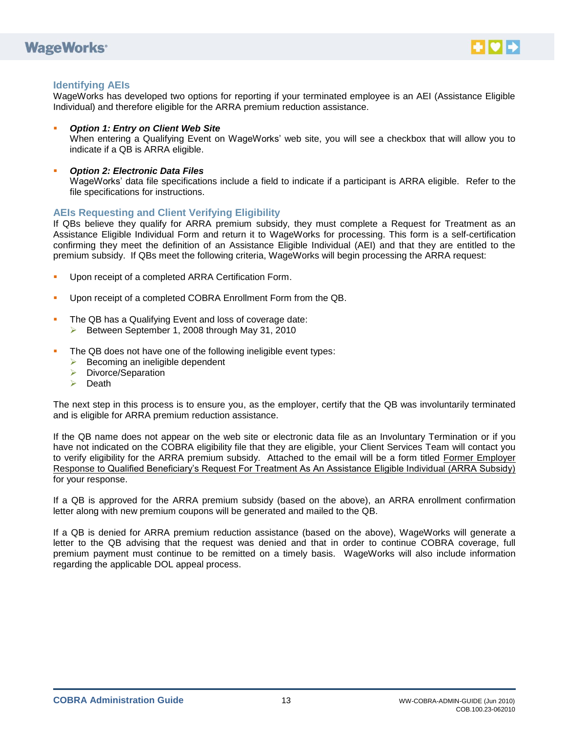## Identifying AEIs

WageWorks has developed two options for reporting if your terminated employee is an AEI (Assistance Eligible Individual) and therefore eligible for the ARRA premium reduction assistance.

- ***Option 1: Entry on Client Web Site***
  When entering a Qualifying Event on WageWorks' web site, you will see a checkbox that will allow you to indicate if a QB is ARRA eligible.

- ***Option 2: Electronic Data Files***
  WageWorks' data file specifications include a field to indicate if a participant is ARRA eligible. Refer to the file specifications for instructions.

## AEIs Requesting and Client Verifying Eligibility

If QBs believe they qualify for ARRA premium subsidy, they must complete a Request for Treatment as an Assistance Eligible Individual Form and return it to WageWorks for processing. This form is a self-certification confirming they meet the definition of an Assistance Eligible Individual (AEI) and that they are entitled to the premium subsidy. If QBs meet the following criteria, WageWorks will begin processing the ARRA request:

- Upon receipt of a completed ARRA Certification Form.
- Upon receipt of a completed COBRA Enrollment Form from the QB.
- The QB has a Qualifying Event and loss of coverage date:
  - Between September 1, 2008 through May 31, 2010
- The QB does not have one of the following ineligible event types:
  - Becoming an ineligible dependent
  - Divorce/Separation
  - Death

The next step in this process is to ensure you, as the employer, certify that the QB was involuntarily terminated and is eligible for ARRA premium reduction assistance.

If the QB name does not appear on the web site or electronic data file as an Involuntary Termination or if you have not indicated on the COBRA eligibility file that they are eligible, your Client Services Team will contact you to verify eligibility for the ARRA premium subsidy. Attached to the email will be a form titled Former Employer Response to Qualified Beneficiary's Request For Treatment As An Assistance Eligible Individual (ARRA Subsidy) for your response.

If a QB is approved for the ARRA premium subsidy (based on the above), an ARRA enrollment confirmation letter along with new premium coupons will be generated and mailed to the QB.

If a QB is denied for ARRA premium reduction assistance (based on the above), WageWorks will generate a letter to the QB advising that the request was denied and that in order to continue COBRA coverage, full premium payment must continue to be remitted on a timely basis. WageWorks will also include information regarding the applicable DOL appeal process.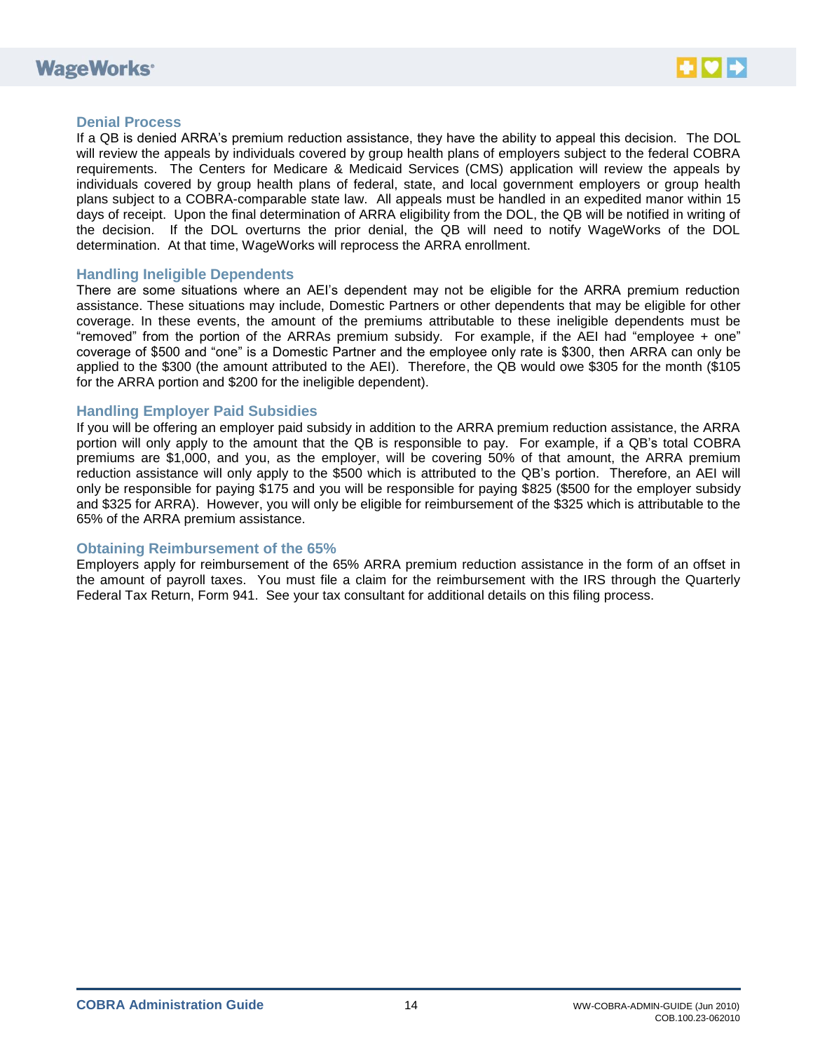## Denial Process

If a QB is denied ARRA's premium reduction assistance, they have the ability to appeal this decision. The DOL will review the appeals by individuals covered by group health plans of employers subject to the federal COBRA requirements. The Centers for Medicare & Medicaid Services (CMS) application will review the appeals by individuals covered by group health plans of federal, state, and local government employers or group health plans subject to a COBRA-comparable state law. All appeals must be handled in an expedited manor within 15 days of receipt. Upon the final determination of ARRA eligibility from the DOL, the QB will be notified in writing of the decision. If the DOL overturns the prior denial, the QB will need to notify WageWorks of the DOL determination. At that time, WageWorks will reprocess the ARRA enrollment.

## Handling Ineligible Dependents

There are some situations where an AEI's dependent may not be eligible for the ARRA premium reduction assistance. These situations may include, Domestic Partners or other dependents that may be eligible for other coverage. In these events, the amount of the premiums attributable to these ineligible dependents must be "removed" from the portion of the ARRAs premium subsidy. For example, if the AEI had "employee + one" coverage of $500 and "one" is a Domestic Partner and the employee only rate is $300, then ARRA can only be applied to the $300 (the amount attributed to the AEI). Therefore, the QB would owe $305 for the month ($105 for the ARRA portion and $200 for the ineligible dependent).

## Handling Employer Paid Subsidies

If you will be offering an employer paid subsidy in addition to the ARRA premium reduction assistance, the ARRA portion will only apply to the amount that the QB is responsible to pay. For example, if a QB's total COBRA premiums are $1,000, and you, as the employer, will be covering 50% of that amount, the ARRA premium reduction assistance will only apply to the $500 which is attributed to the QB's portion. Therefore, an AEI will only be responsible for paying $175 and you will be responsible for paying $825 ($500 for the employer subsidy and $325 for ARRA). However, you will only be eligible for reimbursement of the $325 which is attributable to the 65% of the ARRA premium assistance.

## Obtaining Reimbursement of the 65%

Employers apply for reimbursement of the 65% ARRA premium reduction assistance in the form of an offset in the amount of payroll taxes. You must file a claim for the reimbursement with the IRS through the Quarterly Federal Tax Return, Form 941. See your tax consultant for additional details on this filing process.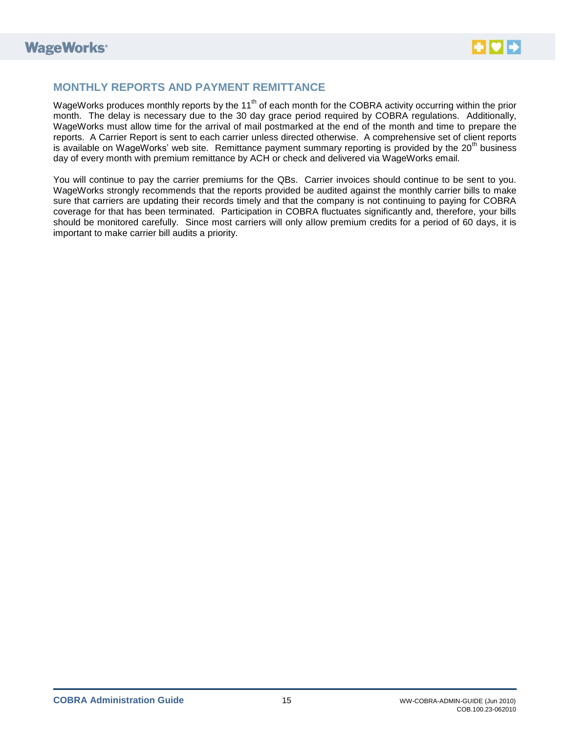## MONTHLY REPORTS AND PAYMENT REMITTANCE

WageWorks produces monthly reports by the 11th of each month for the COBRA activity occurring within the prior month. The delay is necessary due to the 30 day grace period required by COBRA regulations. Additionally, WageWorks must allow time for the arrival of mail postmarked at the end of the month and time to prepare the reports. A Carrier Report is sent to each carrier unless directed otherwise. A comprehensive set of client reports is available on WageWorks' web site. Remittance payment summary reporting is provided by the 20th business day of every month with premium remittance by ACH or check and delivered via WageWorks email.

You will continue to pay the carrier premiums for the QBs. Carrier invoices should continue to be sent to you. WageWorks strongly recommends that the reports provided be audited against the monthly carrier bills to make sure that carriers are updating their records timely and that the company is not continuing to paying for COBRA coverage for that has been terminated. Participation in COBRA fluctuates significantly and, therefore, your bills should be monitored carefully. Since most carriers will only allow premium credits for a period of 60 days, it is important to make carrier bill audits a priority.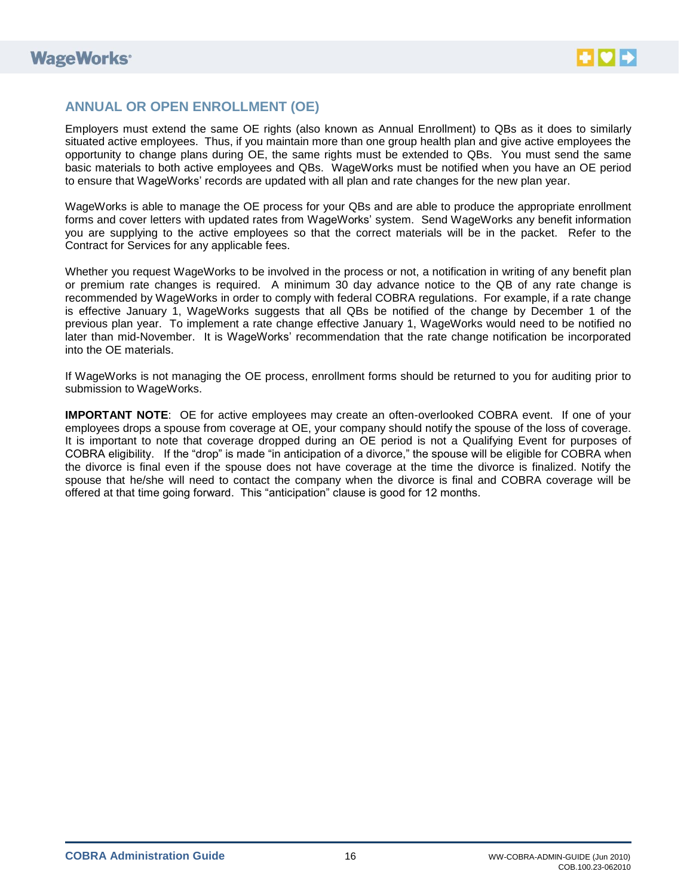## ANNUAL OR OPEN ENROLLMENT (OE)

Employers must extend the same OE rights (also known as Annual Enrollment) to QBs as it does to similarly situated active employees. Thus, if you maintain more than one group health plan and give active employees the opportunity to change plans during OE, the same rights must be extended to QBs. You must send the same basic materials to both active employees and QBs. WageWorks must be notified when you have an OE period to ensure that WageWorks' records are updated with all plan and rate changes for the new plan year.

WageWorks is able to manage the OE process for your QBs and are able to produce the appropriate enrollment forms and cover letters with updated rates from WageWorks' system. Send WageWorks any benefit information you are supplying to the active employees so that the correct materials will be in the packet. Refer to the Contract for Services for any applicable fees.

Whether you request WageWorks to be involved in the process or not, a notification in writing of any benefit plan or premium rate changes is required. A minimum 30 day advance notice to the QB of any rate change is recommended by WageWorks in order to comply with federal COBRA regulations. For example, if a rate change is effective January 1, WageWorks suggests that all QBs be notified of the change by December 1 of the previous plan year. To implement a rate change effective January 1, WageWorks would need to be notified no later than mid-November. It is WageWorks' recommendation that the rate change notification be incorporated into the OE materials.

If WageWorks is not managing the OE process, enrollment forms should be returned to you for auditing prior to submission to WageWorks.

**IMPORTANT NOTE**: OE for active employees may create an often-overlooked COBRA event. If one of your employees drops a spouse from coverage at OE, your company should notify the spouse of the loss of coverage. It is important to note that coverage dropped during an OE period is not a Qualifying Event for purposes of COBRA eligibility. If the "drop" is made "in anticipation of a divorce," the spouse will be eligible for COBRA when the divorce is final even if the spouse does not have coverage at the time the divorce is finalized. Notify the spouse that he/she will need to contact the company when the divorce is final and COBRA coverage will be offered at that time going forward. This "anticipation" clause is good for 12 months.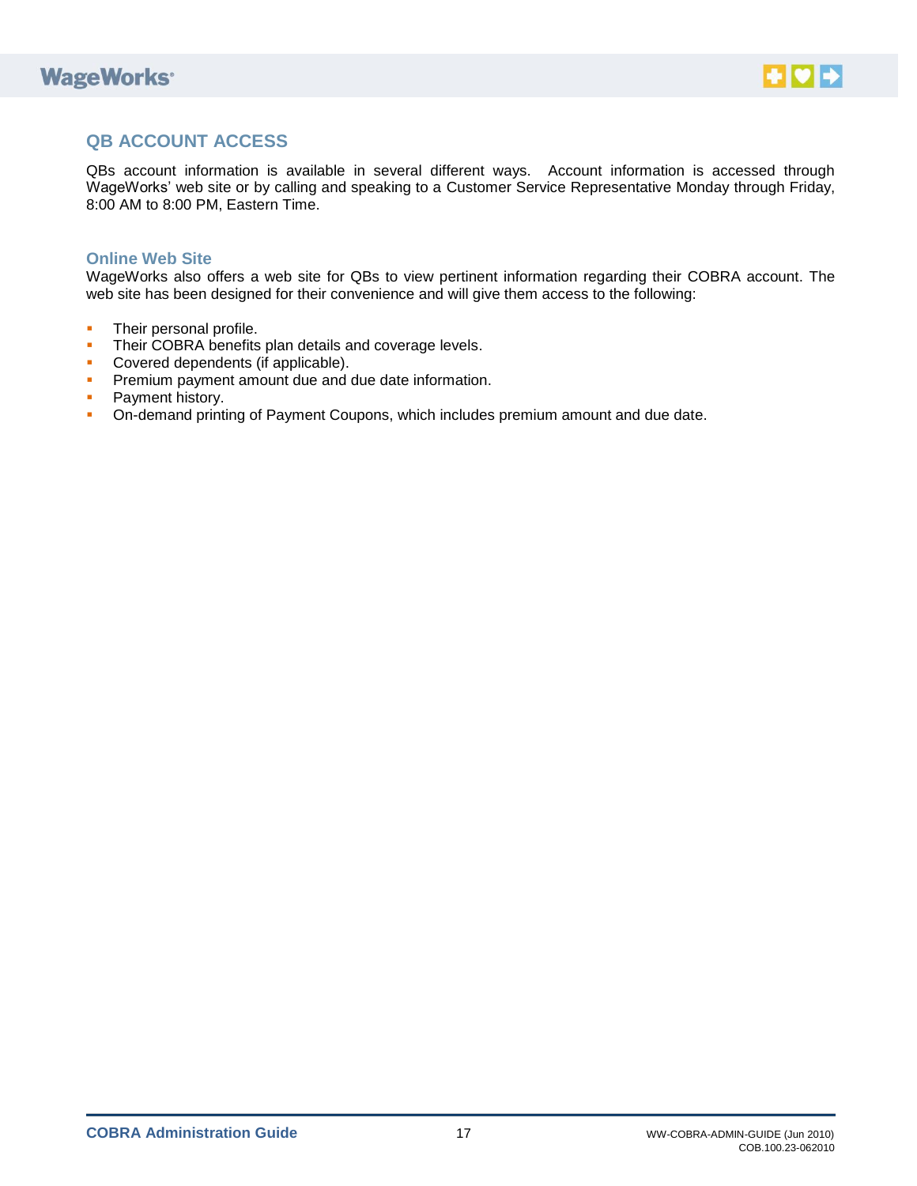## QB ACCOUNT ACCESS

QBs account information is available in several different ways. Account information is accessed through WageWorks' web site or by calling and speaking to a Customer Service Representative Monday through Friday, 8:00 AM to 8:00 PM, Eastern Time.

### Online Web Site

WageWorks also offers a web site for QBs to view pertinent information regarding their COBRA account. The web site has been designed for their convenience and will give them access to the following:

- Their personal profile.
- Their COBRA benefits plan details and coverage levels.
- Covered dependents (if applicable).
- Premium payment amount due and due date information.
- Payment history.
- On-demand printing of Payment Coupons, which includes premium amount and due date.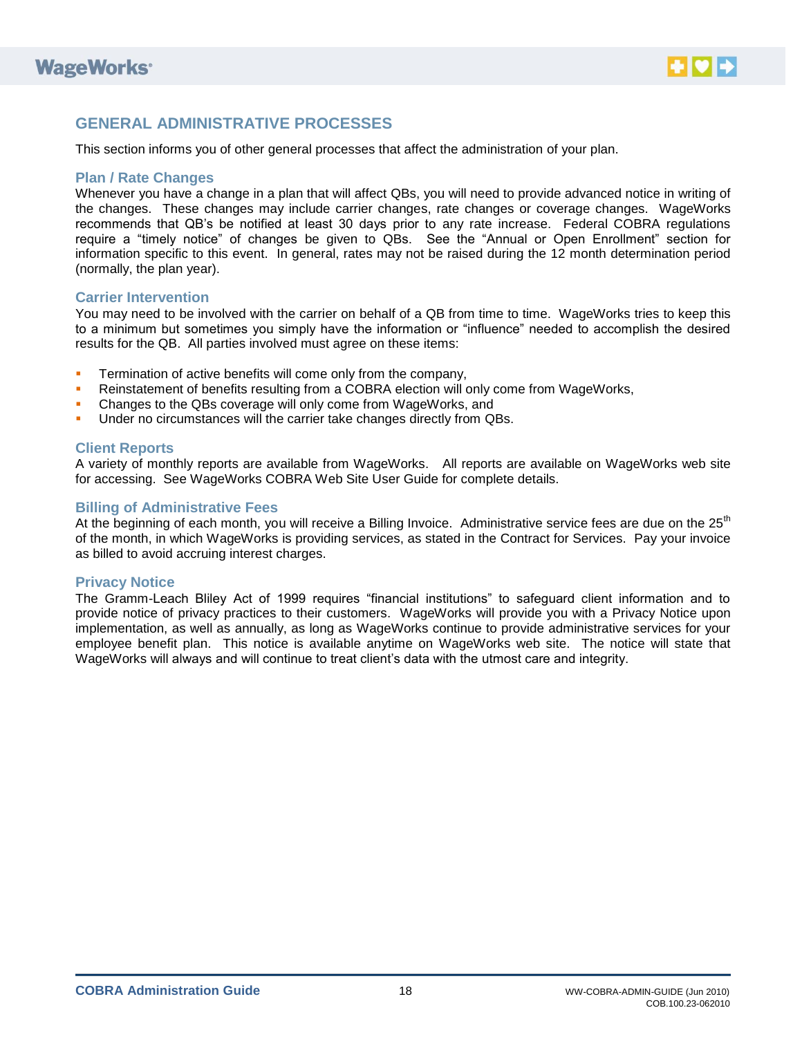## GENERAL ADMINISTRATIVE PROCESSES

This section informs you of other general processes that affect the administration of your plan.

### Plan / Rate Changes

Whenever you have a change in a plan that will affect QBs, you will need to provide advanced notice in writing of the changes. These changes may include carrier changes, rate changes or coverage changes. WageWorks recommends that QB's be notified at least 30 days prior to any rate increase. Federal COBRA regulations require a "timely notice" of changes be given to QBs. See the "Annual or Open Enrollment" section for information specific to this event. In general, rates may not be raised during the 12 month determination period (normally, the plan year).

### Carrier Intervention

You may need to be involved with the carrier on behalf of a QB from time to time. WageWorks tries to keep this to a minimum but sometimes you simply have the information or "influence" needed to accomplish the desired results for the QB. All parties involved must agree on these items:

- Termination of active benefits will come only from the company,
- Reinstatement of benefits resulting from a COBRA election will only come from WageWorks,
- Changes to the QBs coverage will only come from WageWorks, and
- Under no circumstances will the carrier take changes directly from QBs.

### Client Reports

A variety of monthly reports are available from WageWorks. All reports are available on WageWorks web site for accessing. See WageWorks COBRA Web Site User Guide for complete details.

### Billing of Administrative Fees

At the beginning of each month, you will receive a Billing Invoice. Administrative service fees are due on the 25th of the month, in which WageWorks is providing services, as stated in the Contract for Services. Pay your invoice as billed to avoid accruing interest charges.

### Privacy Notice

The Gramm-Leach Bliley Act of 1999 requires "financial institutions" to safeguard client information and to provide notice of privacy practices to their customers. WageWorks will provide you with a Privacy Notice upon implementation, as well as annually, as long as WageWorks continue to provide administrative services for your employee benefit plan. This notice is available anytime on WageWorks web site. The notice will state that WageWorks will always and will continue to treat client's data with the utmost care and integrity.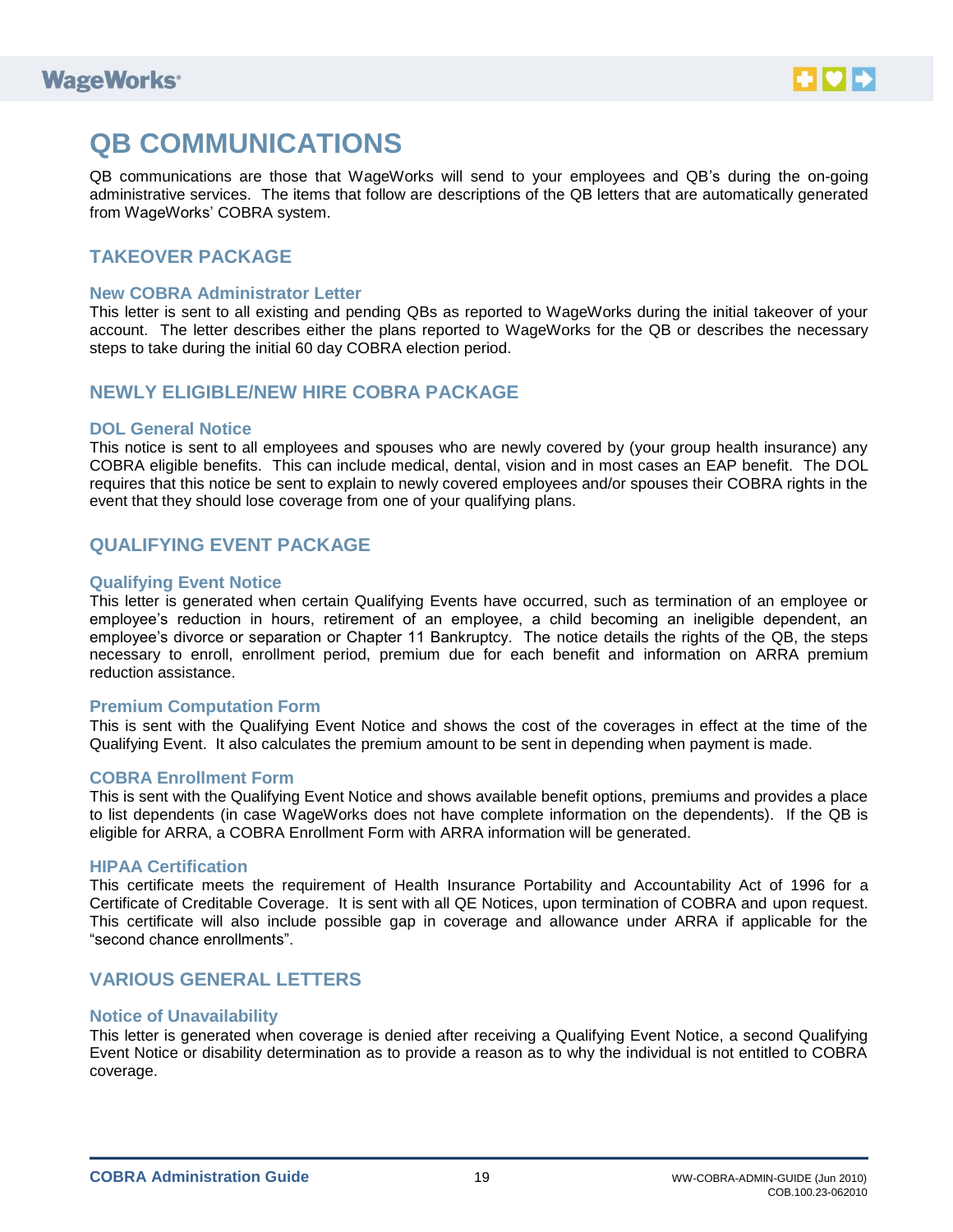# QB COMMUNICATIONS

QB communications are those that WageWorks will send to your employees and QB's during the on-going administrative services. The items that follow are descriptions of the QB letters that are automatically generated from WageWorks' COBRA system.

## TAKEOVER PACKAGE

### New COBRA Administrator Letter

This letter is sent to all existing and pending QBs as reported to WageWorks during the initial takeover of your account. The letter describes either the plans reported to WageWorks for the QB or describes the necessary steps to take during the initial 60 day COBRA election period.

## NEWLY ELIGIBLE/NEW HIRE COBRA PACKAGE

### DOL General Notice

This notice is sent to all employees and spouses who are newly covered by (your group health insurance) any COBRA eligible benefits. This can include medical, dental, vision and in most cases an EAP benefit. The DOL requires that this notice be sent to explain to newly covered employees and/or spouses their COBRA rights in the event that they should lose coverage from one of your qualifying plans.

## QUALIFYING EVENT PACKAGE

### Qualifying Event Notice

This letter is generated when certain Qualifying Events have occurred, such as termination of an employee or employee's reduction in hours, retirement of an employee, a child becoming an ineligible dependent, an employee's divorce or separation or Chapter 11 Bankruptcy. The notice details the rights of the QB, the steps necessary to enroll, enrollment period, premium due for each benefit and information on ARRA premium reduction assistance.

### Premium Computation Form

This is sent with the Qualifying Event Notice and shows the cost of the coverages in effect at the time of the Qualifying Event. It also calculates the premium amount to be sent in depending when payment is made.

### COBRA Enrollment Form

This is sent with the Qualifying Event Notice and shows available benefit options, premiums and provides a place to list dependents (in case WageWorks does not have complete information on the dependents). If the QB is eligible for ARRA, a COBRA Enrollment Form with ARRA information will be generated.

### HIPAA Certification

This certificate meets the requirement of Health Insurance Portability and Accountability Act of 1996 for a Certificate of Creditable Coverage. It is sent with all QE Notices, upon termination of COBRA and upon request. This certificate will also include possible gap in coverage and allowance under ARRA if applicable for the "second chance enrollments".

## VARIOUS GENERAL LETTERS

### Notice of Unavailability

This letter is generated when coverage is denied after receiving a Qualifying Event Notice, a second Qualifying Event Notice or disability determination as to provide a reason as to why the individual is not entitled to COBRA coverage.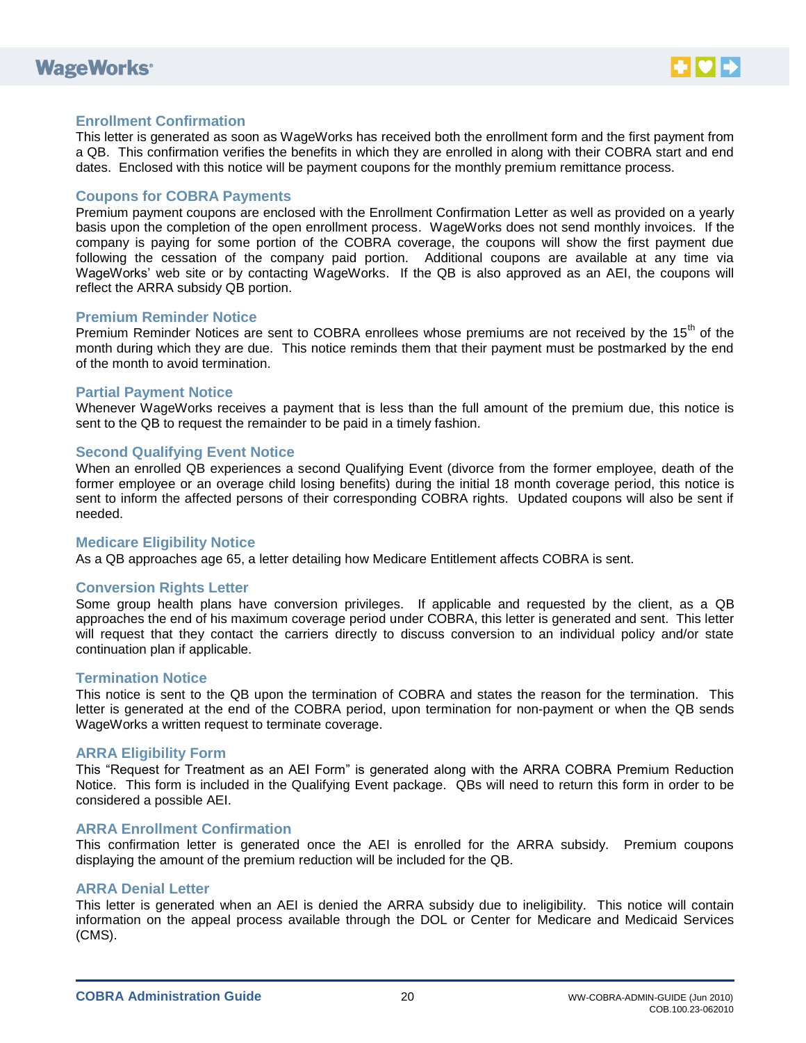### Enrollment Confirmation

This letter is generated as soon as WageWorks has received both the enrollment form and the first payment from a QB. This confirmation verifies the benefits in which they are enrolled in along with their COBRA start and end dates. Enclosed with this notice will be payment coupons for the monthly premium remittance process.

### Coupons for COBRA Payments

Premium payment coupons are enclosed with the Enrollment Confirmation Letter as well as provided on a yearly basis upon the completion of the open enrollment process. WageWorks does not send monthly invoices. If the company is paying for some portion of the COBRA coverage, the coupons will show the first payment due following the cessation of the company paid portion. Additional coupons are available at any time via WageWorks' web site or by contacting WageWorks. If the QB is also approved as an AEI, the coupons will reflect the ARRA subsidy QB portion.

### Premium Reminder Notice

Premium Reminder Notices are sent to COBRA enrollees whose premiums are not received by the 15th of the month during which they are due. This notice reminds them that their payment must be postmarked by the end of the month to avoid termination.

### Partial Payment Notice

Whenever WageWorks receives a payment that is less than the full amount of the premium due, this notice is sent to the QB to request the remainder to be paid in a timely fashion.

### Second Qualifying Event Notice

When an enrolled QB experiences a second Qualifying Event (divorce from the former employee, death of the former employee or an overage child losing benefits) during the initial 18 month coverage period, this notice is sent to inform the affected persons of their corresponding COBRA rights. Updated coupons will also be sent if needed.

### Medicare Eligibility Notice

As a QB approaches age 65, a letter detailing how Medicare Entitlement affects COBRA is sent.

### Conversion Rights Letter

Some group health plans have conversion privileges. If applicable and requested by the client, as a QB approaches the end of his maximum coverage period under COBRA, this letter is generated and sent. This letter will request that they contact the carriers directly to discuss conversion to an individual policy and/or state continuation plan if applicable.

### Termination Notice

This notice is sent to the QB upon the termination of COBRA and states the reason for the termination. This letter is generated at the end of the COBRA period, upon termination for non-payment or when the QB sends WageWorks a written request to terminate coverage.

### ARRA Eligibility Form

This "Request for Treatment as an AEI Form" is generated along with the ARRA COBRA Premium Reduction Notice. This form is included in the Qualifying Event package. QBs will need to return this form in order to be considered a possible AEI.

### ARRA Enrollment Confirmation

This confirmation letter is generated once the AEI is enrolled for the ARRA subsidy. Premium coupons displaying the amount of the premium reduction will be included for the QB.

### ARRA Denial Letter

This letter is generated when an AEI is denied the ARRA subsidy due to ineligibility. This notice will contain information on the appeal process available through the DOL or Center for Medicare and Medicaid Services (CMS).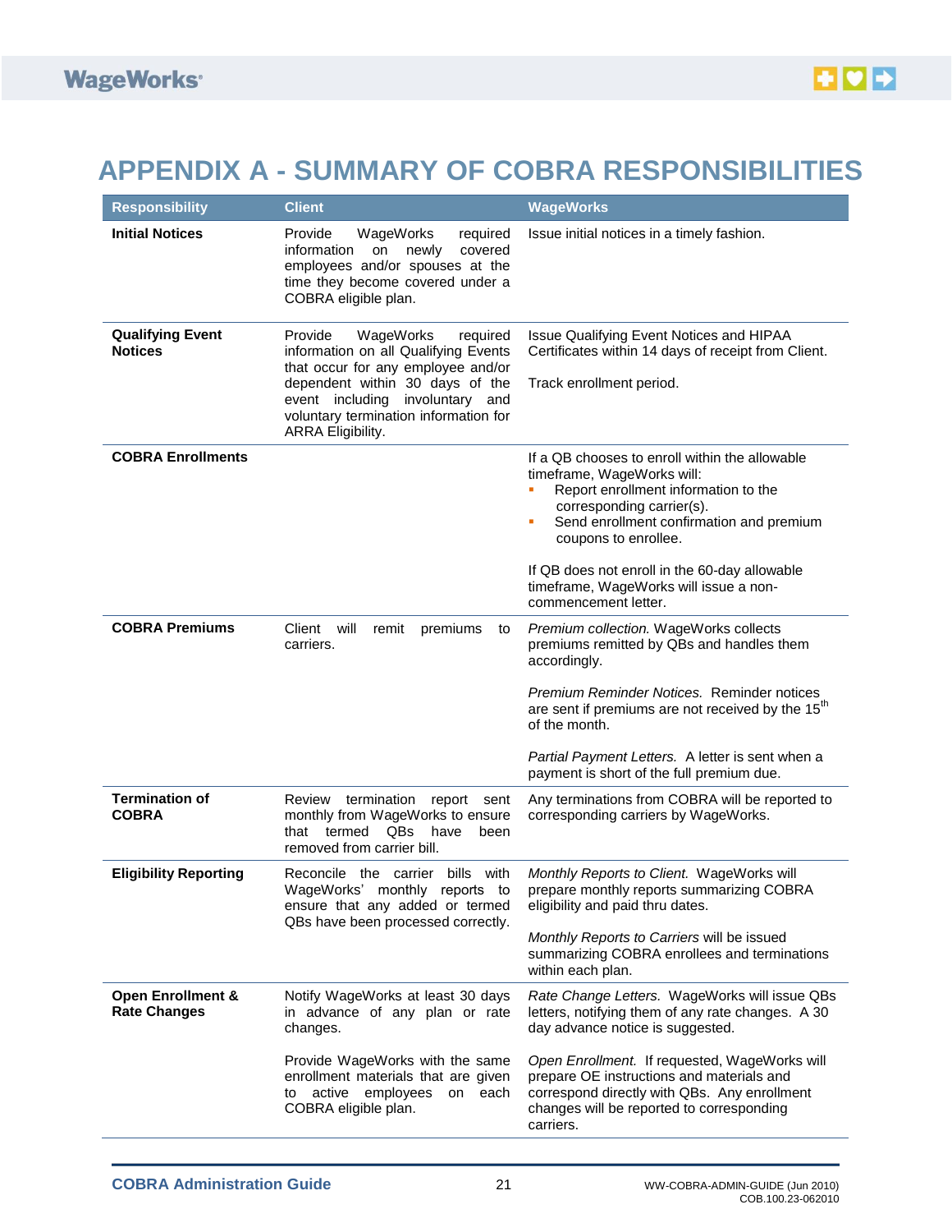# APPENDIX A - SUMMARY OF COBRA RESPONSIBILITIES

| Responsibility | Client | WageWorks |
|---|---|---|
| **Initial Notices** | Provide WageWorks required information on newly covered employees and/or spouses at the time they become covered under a COBRA eligible plan. | Issue initial notices in a timely fashion. |
| **Qualifying Event Notices** | Provide WageWorks required information on all Qualifying Events that occur for any employee and/or dependent within 30 days of the event including involuntary and voluntary termination information for ARRA Eligibility. | Issue Qualifying Event Notices and HIPAA Certificates within 14 days of receipt from Client.<br><br>Track enrollment period. |
| **COBRA Enrollments** | | If a QB chooses to enroll within the allowable timeframe, WageWorks will:<br>▪ Report enrollment information to the corresponding carrier(s).<br>▪ Send enrollment confirmation and premium coupons to enrollee.<br><br>If QB does not enroll in the 60-day allowable timeframe, WageWorks will issue a non-commencement letter. |
| **COBRA Premiums** | Client will remit premiums to carriers. | *Premium collection.* WageWorks collects premiums remitted by QBs and handles them accordingly.<br><br>*Premium Reminder Notices.* Reminder notices are sent if premiums are not received by the 15th of the month.<br><br>*Partial Payment Letters.* A letter is sent when a payment is short of the full premium due. |
| **Termination of COBRA** | Review termination report sent monthly from WageWorks to ensure that termed QBs have been removed from carrier bill. | Any terminations from COBRA will be reported to corresponding carriers by WageWorks. |
| **Eligibility Reporting** | Reconcile the carrier bills with WageWorks' monthly reports to ensure that any added or termed QBs have been processed correctly. | *Monthly Reports to Client.* WageWorks will prepare monthly reports summarizing COBRA eligibility and paid thru dates.<br><br>*Monthly Reports to Carriers* will be issued summarizing COBRA enrollees and terminations within each plan. |
| **Open Enrollment & Rate Changes** | Notify WageWorks at least 30 days in advance of any plan or rate changes.<br><br>Provide WageWorks with the same enrollment materials that are given to active employees on each COBRA eligible plan. | *Rate Change Letters.* WageWorks will issue QBs letters, notifying them of any rate changes. A 30 day advance notice is suggested.<br><br>*Open Enrollment.* If requested, WageWorks will prepare OE instructions and materials and correspond directly with QBs. Any enrollment changes will be reported to corresponding carriers. |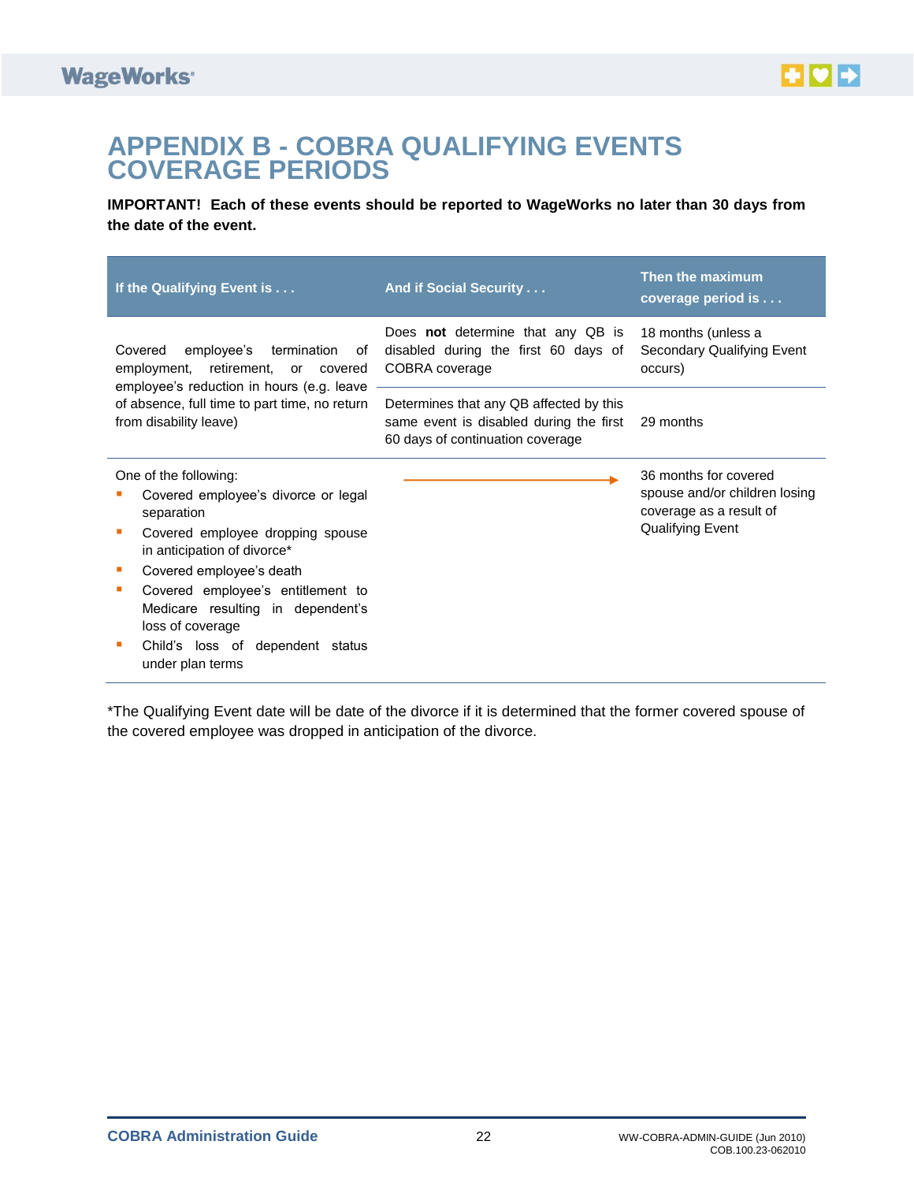# APPENDIX B - COBRA QUALIFYING EVENTS COVERAGE PERIODS

**IMPORTANT! Each of these events should be reported to WageWorks no later than 30 days from the date of the event.**

| If the Qualifying Event is . . . | And if Social Security . . . | Then the maximum coverage period is . . . |
|---|---|---|
| Covered employee's termination of employment, retirement, or covered employee's reduction in hours (e.g. leave of absence, full time to part time, no return from disability leave) | Does **not** determine that any QB is disabled during the first 60 days of COBRA coverage | 18 months (unless a Secondary Qualifying Event occurs) |
| | Determines that any QB affected by this same event is disabled during the first 60 days of continuation coverage | 29 months |
| One of the following:<br>▪ Covered employee's divorce or legal separation<br>▪ Covered employee dropping spouse in anticipation of divorce*<br>▪ Covered employee's death<br>▪ Covered employee's entitlement to Medicare resulting in dependent's loss of coverage<br>▪ Child's loss of dependent status under plan terms | → | 36 months for covered spouse and/or children losing coverage as a result of Qualifying Event |

*The Qualifying Event date will be date of the divorce if it is determined that the former covered spouse of the covered employee was dropped in anticipation of the divorce.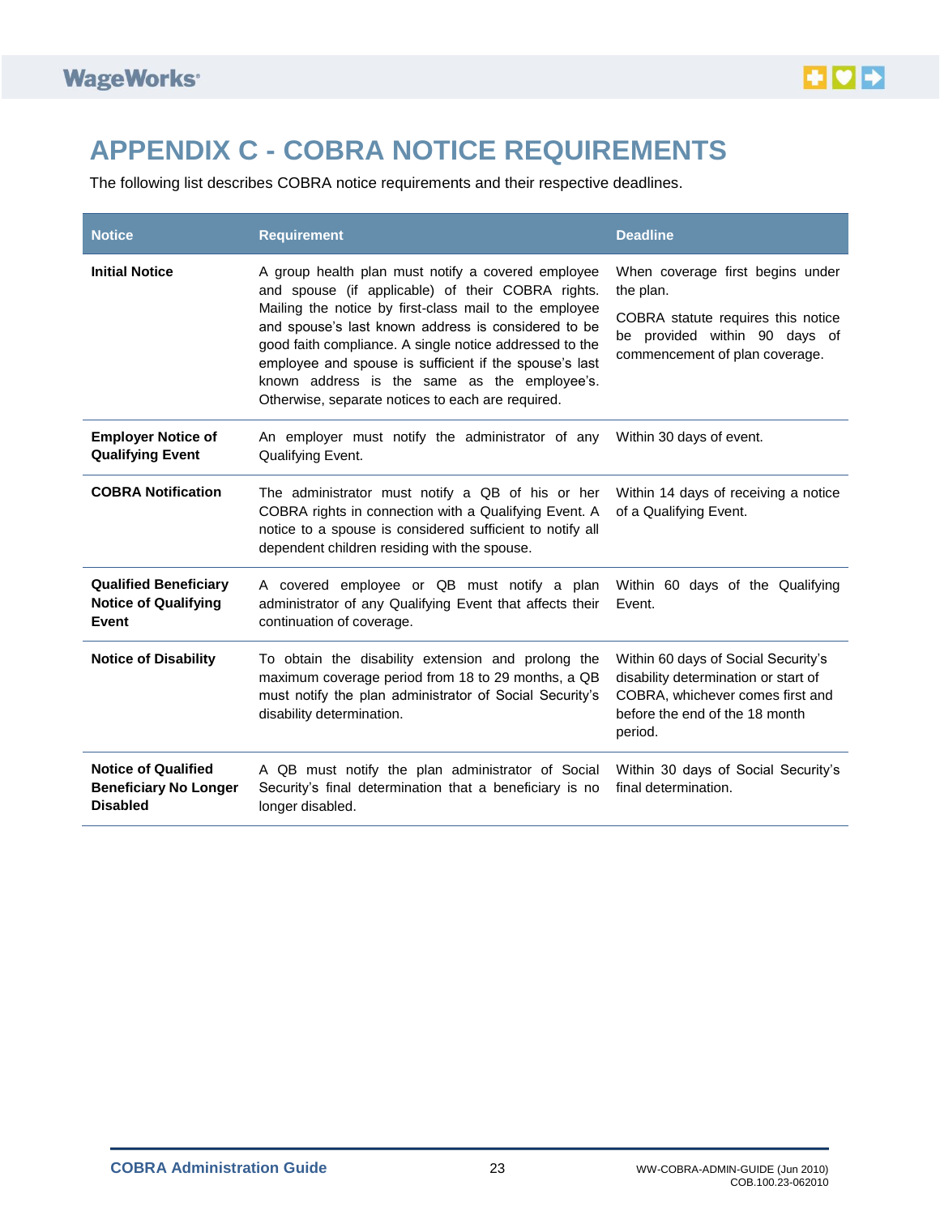# APPENDIX C - COBRA NOTICE REQUIREMENTS

The following list describes COBRA notice requirements and their respective deadlines.

| Notice | Requirement | Deadline |
|---|---|---|
| **Initial Notice** | A group health plan must notify a covered employee and spouse (if applicable) of their COBRA rights. Mailing the notice by first-class mail to the employee and spouse's last known address is considered to be good faith compliance. A single notice addressed to the employee and spouse is sufficient if the spouse's last known address is the same as the employee's. Otherwise, separate notices to each are required. | When coverage first begins under the plan.<br><br>COBRA statute requires this notice be provided within 90 days of commencement of plan coverage. |
| **Employer Notice of Qualifying Event** | An employer must notify the administrator of any Qualifying Event. | Within 30 days of event. |
| **COBRA Notification** | The administrator must notify a QB of his or her COBRA rights in connection with a Qualifying Event. A notice to a spouse is considered sufficient to notify all dependent children residing with the spouse. | Within 14 days of receiving a notice of a Qualifying Event. |
| **Qualified Beneficiary Notice of Qualifying Event** | A covered employee or QB must notify a plan administrator of any Qualifying Event that affects their continuation of coverage. | Within 60 days of the Qualifying Event. |
| **Notice of Disability** | To obtain the disability extension and prolong the maximum coverage period from 18 to 29 months, a QB must notify the plan administrator of Social Security's disability determination. | Within 60 days of Social Security's disability determination or start of COBRA, whichever comes first and before the end of the 18 month period. |
| **Notice of Qualified Beneficiary No Longer Disabled** | A QB must notify the plan administrator of Social Security's final determination that a beneficiary is no longer disabled. | Within 30 days of Social Security's final determination. |